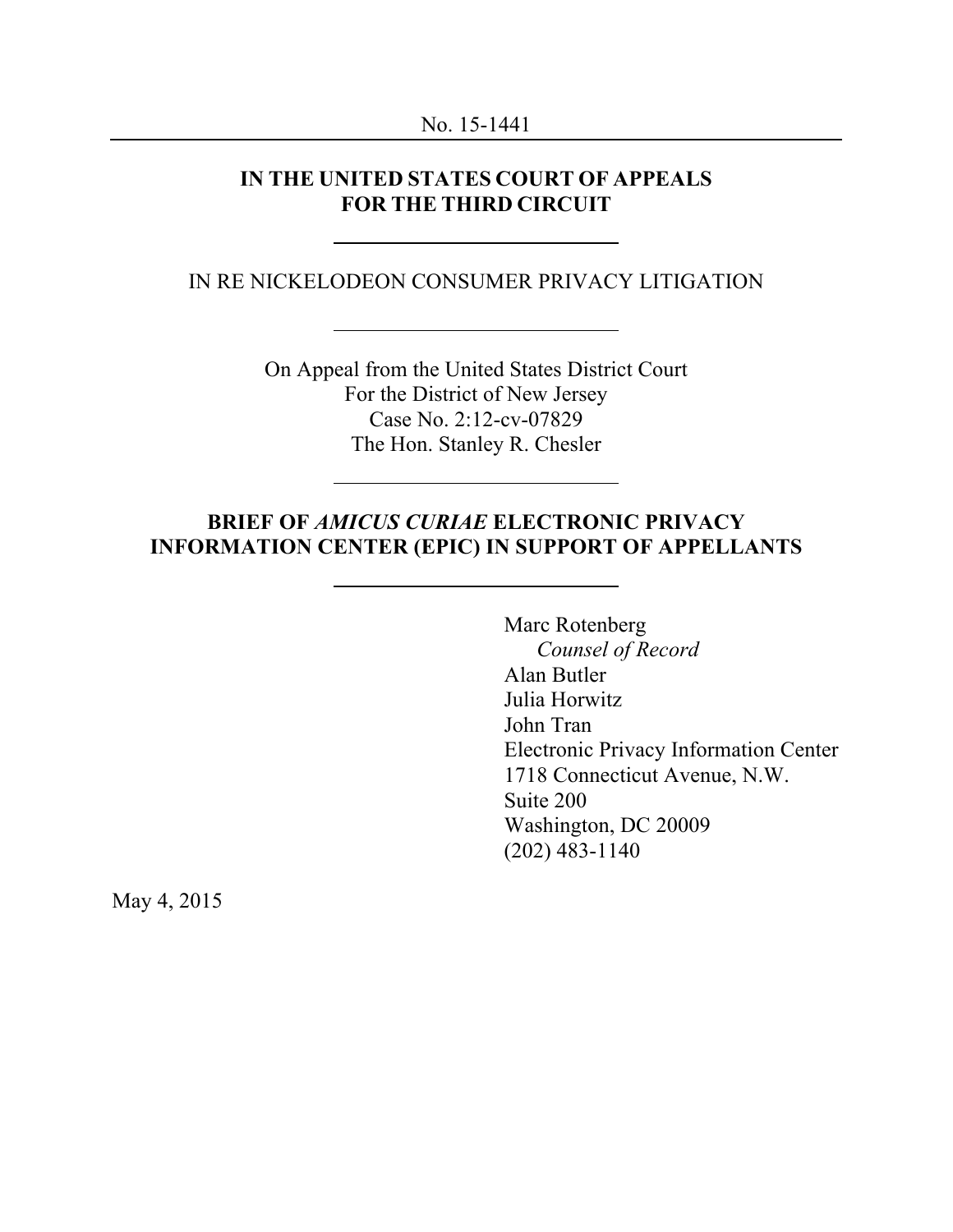No. 15-1441

**IN THE UNITED STATES COURT OF APPEALS**
**FOR THE THIRD CIRCUIT**

---

IN RE NICKELODEON CONSUMER PRIVACY LITIGATION

---

On Appeal from the United States District Court
For the District of New Jersey
Case No. 2:12-cv-07829
The Hon. Stanley R. Chesler

---

**BRIEF OF *AMICUS CURIAE* ELECTRONIC PRIVACY INFORMATION CENTER (EPIC) IN SUPPORT OF APPELLANTS**

---

Marc Rotenberg
*Counsel of Record*
Alan Butler
Julia Horwitz
John Tran
Electronic Privacy Information Center
1718 Connecticut Avenue, N.W.
Suite 200
Washington, DC 20009
(202) 483-1140

May 4, 2015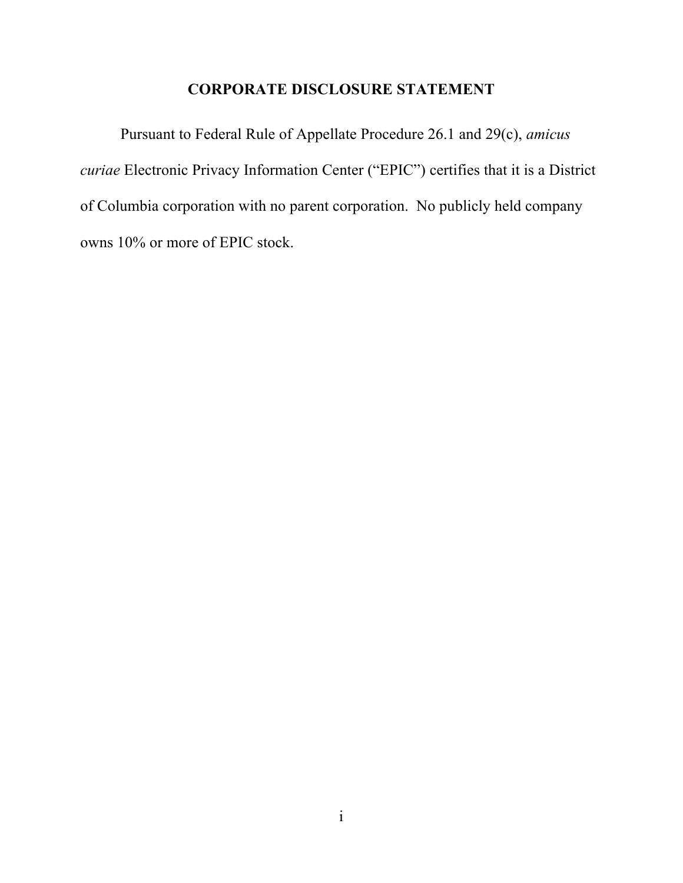# CORPORATE DISCLOSURE STATEMENT

Pursuant to Federal Rule of Appellate Procedure 26.1 and 29(c), *amicus curiae* Electronic Privacy Information Center ("EPIC") certifies that it is a District of Columbia corporation with no parent corporation. No publicly held company owns 10% or more of EPIC stock.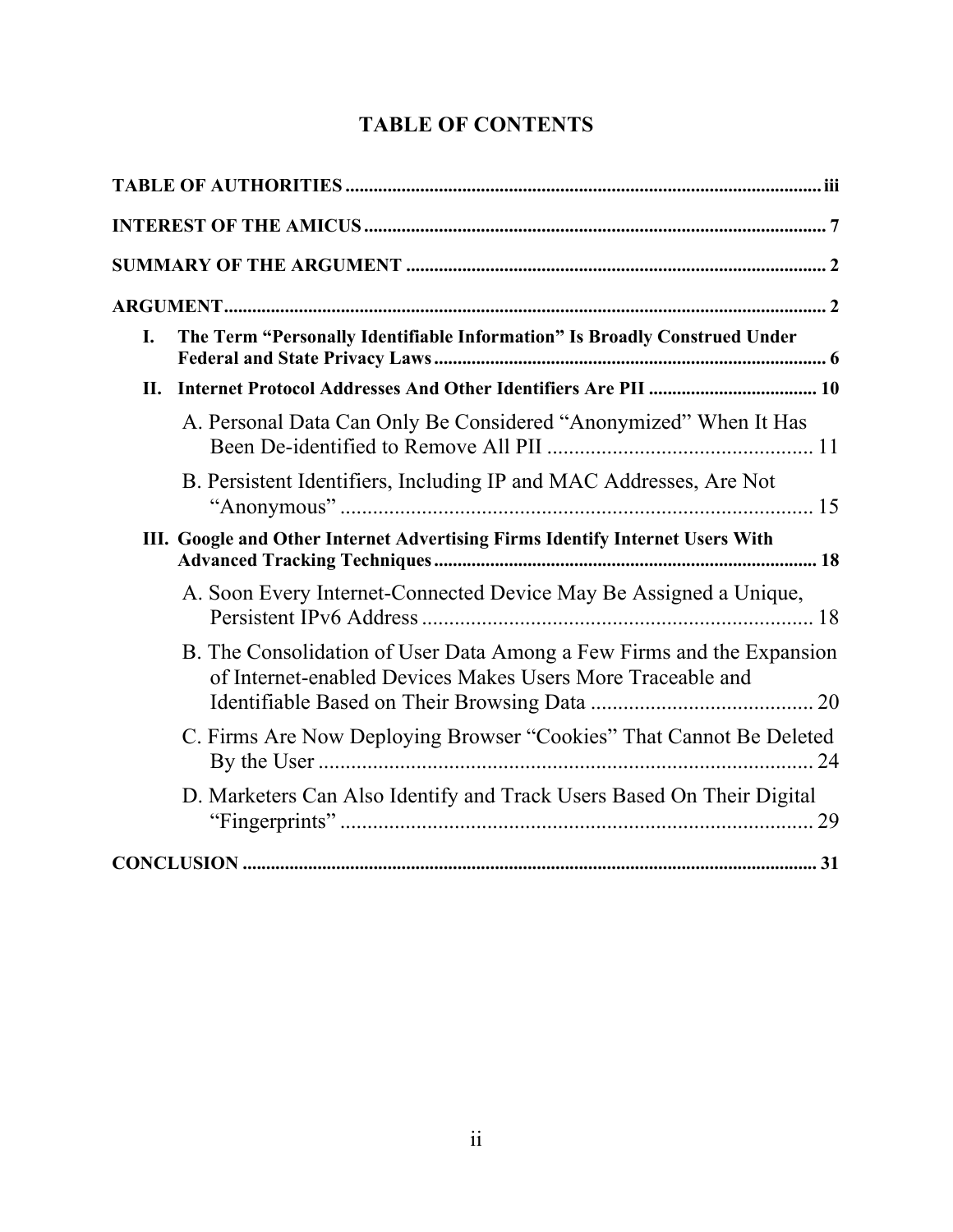# TABLE OF CONTENTS

**TABLE OF AUTHORITIES** ..................................................................................................... iii

**INTEREST OF THE AMICUS** .................................................................................................. 7

**SUMMARY OF THE ARGUMENT** ........................................................................................ 2

**ARGUMENT** ............................................................................................................................. 2

**I. The Term "Personally Identifiable Information" Is Broadly Construed Under Federal and State Privacy Laws** .................................................................................... 6

**II. Internet Protocol Addresses And Other Identifiers Are PII** .................................... 10

A. Personal Data Can Only Be Considered "Anonymized" When It Has Been De-identified to Remove All PII ................................................ 11

B. Persistent Identifiers, Including IP and MAC Addresses, Are Not "Anonymous" ...................................................................................... 15

**III. Google and Other Internet Advertising Firms Identify Internet Users With Advanced Tracking Techniques** ................................................................................. 18

A. Soon Every Internet-Connected Device May Be Assigned a Unique, Persistent IPv6 Address ....................................................................... 18

B. The Consolidation of User Data Among a Few Firms and the Expansion of Internet-enabled Devices Makes Users More Traceable and Identifiable Based on Their Browsing Data ......................................... 20

C. Firms Are Now Deploying Browser "Cookies" That Cannot Be Deleted By the User .......................................................................................... 24

D. Marketers Can Also Identify and Track Users Based On Their Digital "Fingerprints" ...................................................................................... 29

**CONCLUSION** .......................................................................................................................... 31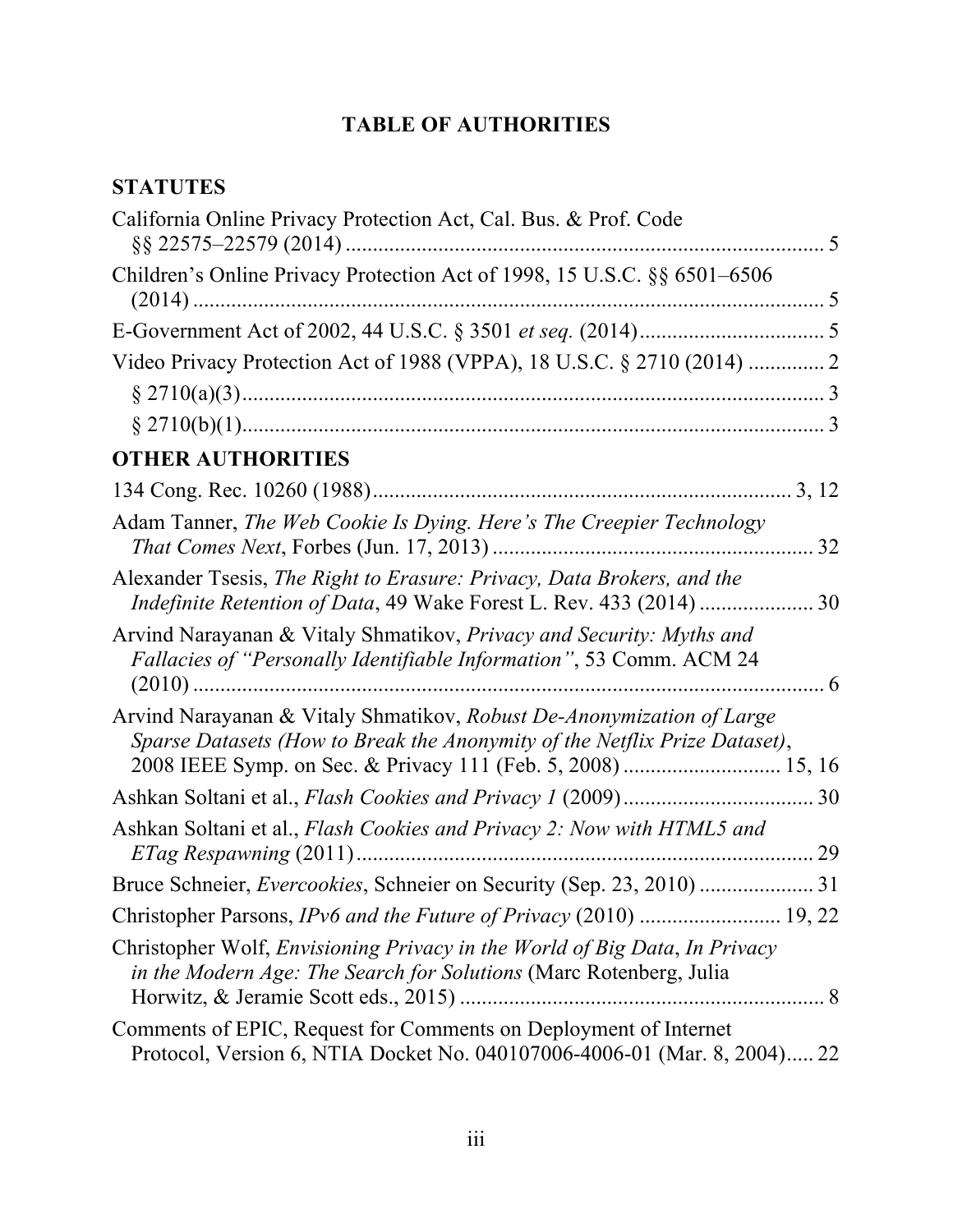# TABLE OF AUTHORITIES

## STATUTES

California Online Privacy Protection Act, Cal. Bus. & Prof. Code §§ 22575–22579 (2014) .......................................................................................... 5

Children's Online Privacy Protection Act of 1998, 15 U.S.C. §§ 6501–6506 (2014) ...................................................................................................................... 5

E-Government Act of 2002, 44 U.S.C. § 3501 *et seq.* (2014) .................................. 5

Video Privacy Protection Act of 1988 (VPPA), 18 U.S.C. § 2710 (2014) .............. 2

§ 2710(a)(3) ............................................................................................................ 3

§ 2710(b)(1) ............................................................................................................ 3

## OTHER AUTHORITIES

134 Cong. Rec. 10260 (1988) ............................................................................ 3, 12

Adam Tanner, *The Web Cookie Is Dying. Here's The Creepier Technology That Comes Next*, Forbes (Jun. 17, 2013) ........................................................... 32

Alexander Tsesis, *The Right to Erasure: Privacy, Data Brokers, and the Indefinite Retention of Data*, 49 Wake Forest L. Rev. 433 (2014) ..................... 30

Arvind Narayanan & Vitaly Shmatikov, *Privacy and Security: Myths and Fallacies of "Personally Identifiable Information"*, 53 Comm. ACM 24 (2010) ...................................................................................................................... 6

Arvind Narayanan & Vitaly Shmatikov, *Robust De-Anonymization of Large Sparse Datasets (How to Break the Anonymity of the Netflix Prize Dataset)*, 2008 IEEE Symp. on Sec. & Privacy 111 (Feb. 5, 2008) ............................ 15, 16

Ashkan Soltani et al., *Flash Cookies and Privacy 1* (2009) .................................. 30

Ashkan Soltani et al., *Flash Cookies and Privacy 2: Now with HTML5 and ETag Respawning* (2011) .................................................................................... 29

Bruce Schneier, *Evercookies*, Schneier on Security (Sep. 23, 2010) ..................... 31

Christopher Parsons, *IPv6 and the Future of Privacy* (2010) ......................... 19, 22

Christopher Wolf, *Envisioning Privacy in the World of Big Data*, *In Privacy in the Modern Age: The Search for Solutions* (Marc Rotenberg, Julia Horwitz, & Jeramie Scott eds., 2015) ................................................................... 8

Comments of EPIC, Request for Comments on Deployment of Internet Protocol, Version 6, NTIA Docket No. 040107006-4006-01 (Mar. 8, 2004) ..... 22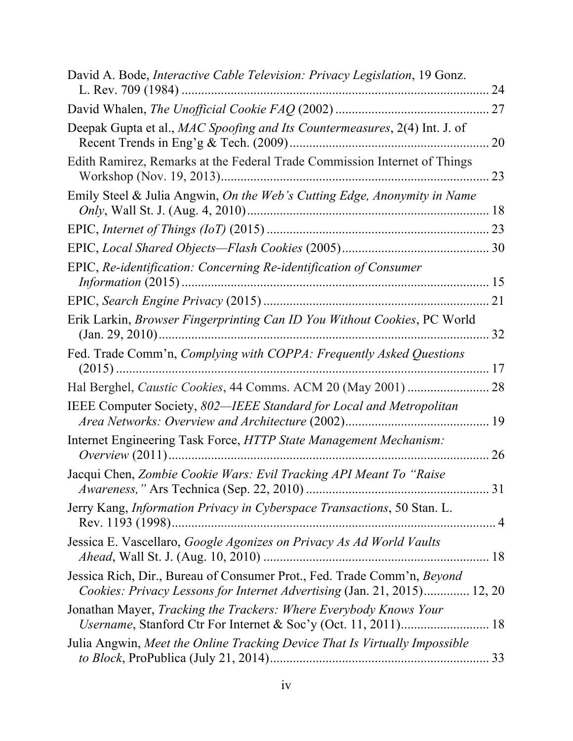David A. Bode, *Interactive Cable Television: Privacy Legislation*, 19 Gonz. L. Rev. 709 (1984) ............................................................................................. 24

David Whalen, *The Unofficial Cookie FAQ* (2002) ............................................... 27

Deepak Gupta et al., *MAC Spoofing and Its Countermeasures*, 2(4) Int. J. of Recent Trends in Eng'g & Tech. (2009) ............................................................ 20

Edith Ramirez, Remarks at the Federal Trade Commission Internet of Things Workshop (Nov. 19, 2013) .................................................................................. 23

Emily Steel & Julia Angwin, *On the Web's Cutting Edge, Anonymity in Name Only*, Wall St. J. (Aug. 4, 2010) .......................................................................... 18

EPIC, *Internet of Things (IoT)* (2015) .................................................................... 23

EPIC, *Local Shared Objects—Flash Cookies* (2005) ............................................. 30

EPIC, *Re-identification: Concerning Re-identification of Consumer Information* (2015) .............................................................................................. 15

EPIC, *Search Engine Privacy* (2015) ..................................................................... 21

Erik Larkin, *Browser Fingerprinting Can ID You Without Cookies*, PC World (Jan. 29, 2010) ..................................................................................................... 32

Fed. Trade Comm'n, *Complying with COPPA: Frequently Asked Questions* (2015) .................................................................................................................. 17

Hal Berghel, *Caustic Cookies*, 44 Comms. ACM 20 (May 2001) ......................... 28

IEEE Computer Society, *802—IEEE Standard for Local and Metropolitan Area Networks: Overview and Architecture* (2002) ............................................ 19

Internet Engineering Task Force, *HTTP State Management Mechanism: Overview* (2011) ................................................................................................... 26

Jacqui Chen, *Zombie Cookie Wars: Evil Tracking API Meant To "Raise Awareness,"* Ars Technica (Sep. 22, 2010) ....................................................... 31

Jerry Kang, *Information Privacy in Cyberspace Transactions*, 50 Stan. L. Rev. 1193 (1998) .................................................................................................... 4

Jessica E. Vascellaro, *Google Agonizes on Privacy As Ad World Vaults Ahead*, Wall St. J. (Aug. 10, 2010) ..................................................................... 18

Jessica Rich, Dir., Bureau of Consumer Prot., Fed. Trade Comm'n, *Beyond Cookies: Privacy Lessons for Internet Advertising* (Jan. 21, 2015) ............. 12, 20

Jonathan Mayer, *Tracking the Trackers: Where Everybody Knows Your Username*, Stanford Ctr For Internet & Soc'y (Oct. 11, 2011) ........................... 18

Julia Angwin, *Meet the Online Tracking Device That Is Virtually Impossible to Block*, ProPublica (July 21, 2014) ................................................................... 33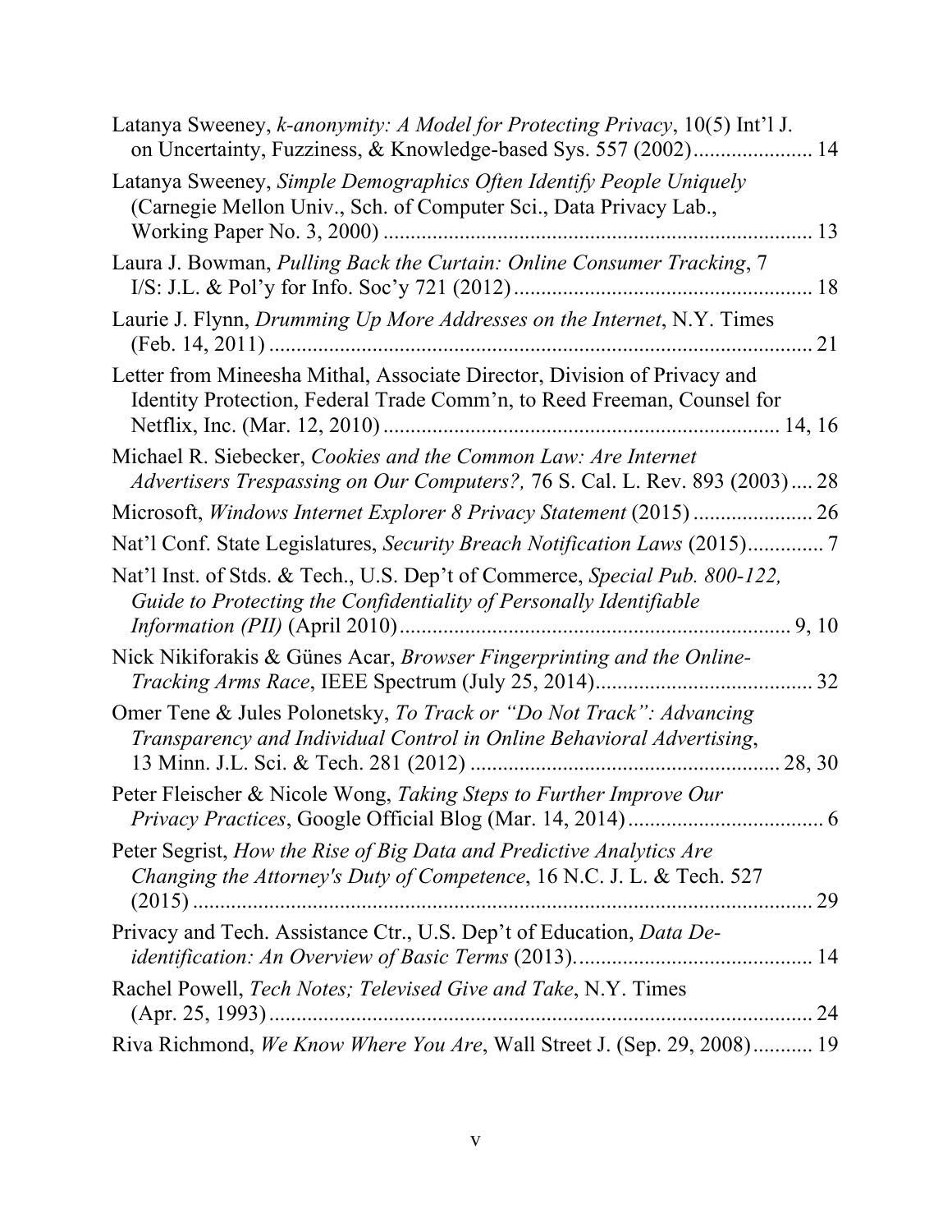Latanya Sweeney, *k-anonymity: A Model for Protecting Privacy*, 10(5) Int'l J. on Uncertainty, Fuzziness, & Knowledge-based Sys. 557 (2002)...................... 14

Latanya Sweeney, *Simple Demographics Often Identify People Uniquely* (Carnegie Mellon Univ., Sch. of Computer Sci., Data Privacy Lab., Working Paper No. 3, 2000) ............................................................................. 13

Laura J. Bowman, *Pulling Back the Curtain: Online Consumer Tracking*, 7 I/S: J.L. & Pol'y for Info. Soc'y 721 (2012) ...................................................... 18

Laurie J. Flynn, *Drumming Up More Addresses on the Internet*, N.Y. Times (Feb. 14, 2011) .................................................................................................. 21

Letter from Mineesha Mithal, Associate Director, Division of Privacy and Identity Protection, Federal Trade Comm'n, to Reed Freeman, Counsel for Netflix, Inc. (Mar. 12, 2010) ....................................................................... 14, 16

Michael R. Siebecker, *Cookies and the Common Law: Are Internet Advertisers Trespassing on Our Computers?,* 76 S. Cal. L. Rev. 893 (2003) .... 28

Microsoft, *Windows Internet Explorer 8 Privacy Statement* (2015) ...................... 26

Nat'l Conf. State Legislatures, *Security Breach Notification Laws* (2015).............. 7

Nat'l Inst. of Stds. & Tech., U.S. Dep't of Commerce, *Special Pub. 800-122, Guide to Protecting the Confidentiality of Personally Identifiable Information (PII)* (April 2010) ...................................................................... 9, 10

Nick Nikiforakis & Günes Acar, *Browser Fingerprinting and the Online-Tracking Arms Race*, IEEE Spectrum (July 25, 2014)........................................ 32

Omer Tene & Jules Polonetsky, *To Track or "Do Not Track": Advancing Transparency and Individual Control in Online Behavioral Advertising*, 13 Minn. J.L. Sci. & Tech. 281 (2012) ........................................................ 28, 30

Peter Fleischer & Nicole Wong, *Taking Steps to Further Improve Our Privacy Practices*, Google Official Blog (Mar. 14, 2014) .................................... 6

Peter Segrist, *How the Rise of Big Data and Predictive Analytics Are Changing the Attorney's Duty of Competence*, 16 N.C. J. L. & Tech. 527 (2015) .................................................................................................................. 29

Privacy and Tech. Assistance Ctr., U.S. Dep't of Education, *Data De-identification: An Overview of Basic Terms* (2013). .......................................... 14

Rachel Powell, *Tech Notes; Televised Give and Take*, N.Y. Times (Apr. 25, 1993) .................................................................................................... 24

Riva Richmond, *We Know Where You Are*, Wall Street J. (Sep. 29, 2008) ........... 19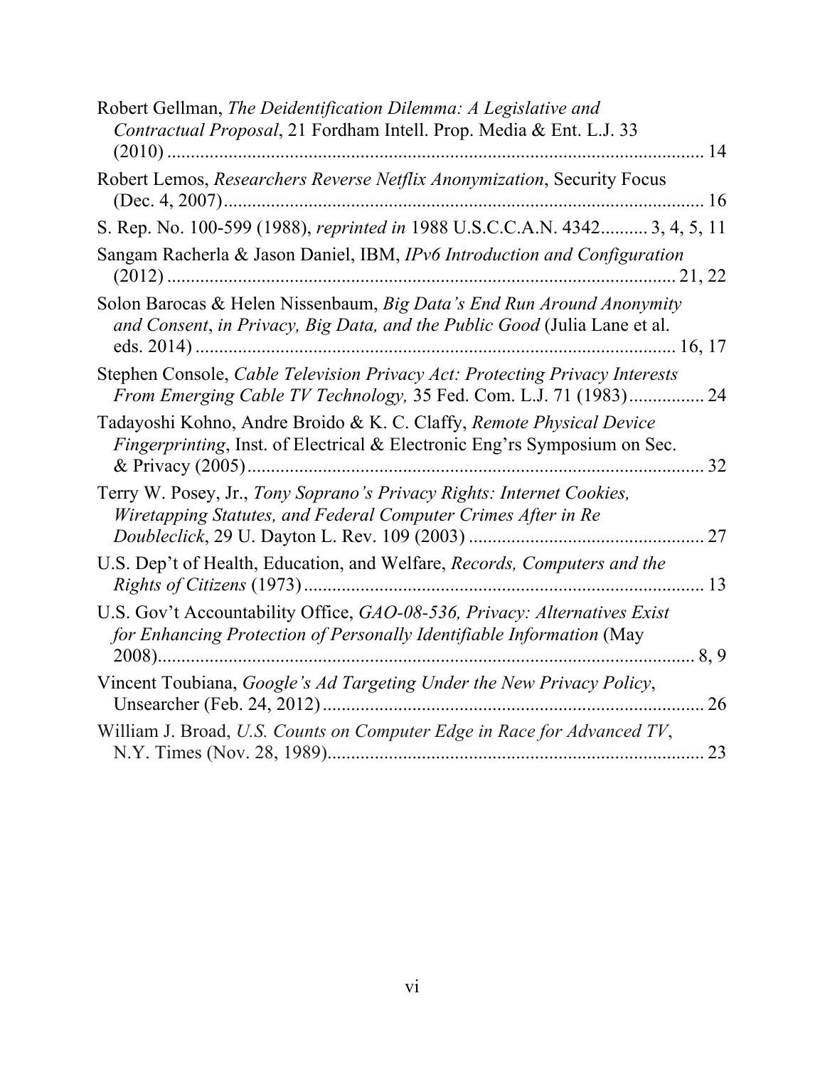Robert Gellman, *The Deidentification Dilemma: A Legislative and Contractual Proposal*, 21 Fordham Intell. Prop. Media & Ent. L.J. 33 (2010) .................................................................................................... 14

Robert Lemos, *Researchers Reverse Netflix Anonymization*, Security Focus (Dec. 4, 2007)..................................................................................................... 16

S. Rep. No. 100-599 (1988), *reprinted in* 1988 U.S.C.C.A.N. 4342.......... 3, 4, 5, 11

Sangam Racherla & Jason Daniel, IBM, *IPv6 Introduction and Configuration* (2012) ........................................................................................................ 21, 22

Solon Barocas & Helen Nissenbaum, *Big Data's End Run Around Anonymity and Consent*, *in Privacy, Big Data, and the Public Good* (Julia Lane et al. eds. 2014) ....................................................................................................... 16, 17

Stephen Console, *Cable Television Privacy Act: Protecting Privacy Interests From Emerging Cable TV Technology,* 35 Fed. Com. L.J. 71 (1983)................ 24

Tadayoshi Kohno, Andre Broido & K. C. Claffy, *Remote Physical Device Fingerprinting*, Inst. of Electrical & Electronic Eng'rs Symposium on Sec. & Privacy (2005)................................................................................................ 32

Terry W. Posey, Jr., *Tony Soprano's Privacy Rights: Internet Cookies, Wiretapping Statutes, and Federal Computer Crimes After in Re Doubleclick*, 29 U. Dayton L. Rev. 109 (2003) .................................................. 27

U.S. Dep't of Health, Education, and Welfare, *Records, Computers and the Rights of Citizens* (1973)..................................................................................... 13

U.S. Gov't Accountability Office, *GAO-08-536, Privacy: Alternatives Exist for Enhancing Protection of Personally Identifiable Information* (May 2008)...................................................................................................................... 8, 9

Vincent Toubiana, *Google's Ad Targeting Under the New Privacy Policy*, Unsearcher (Feb. 24, 2012)................................................................................. 26

William J. Broad, *U.S. Counts on Computer Edge in Race for Advanced TV*, N.Y. Times (Nov. 28, 1989)................................................................................. 23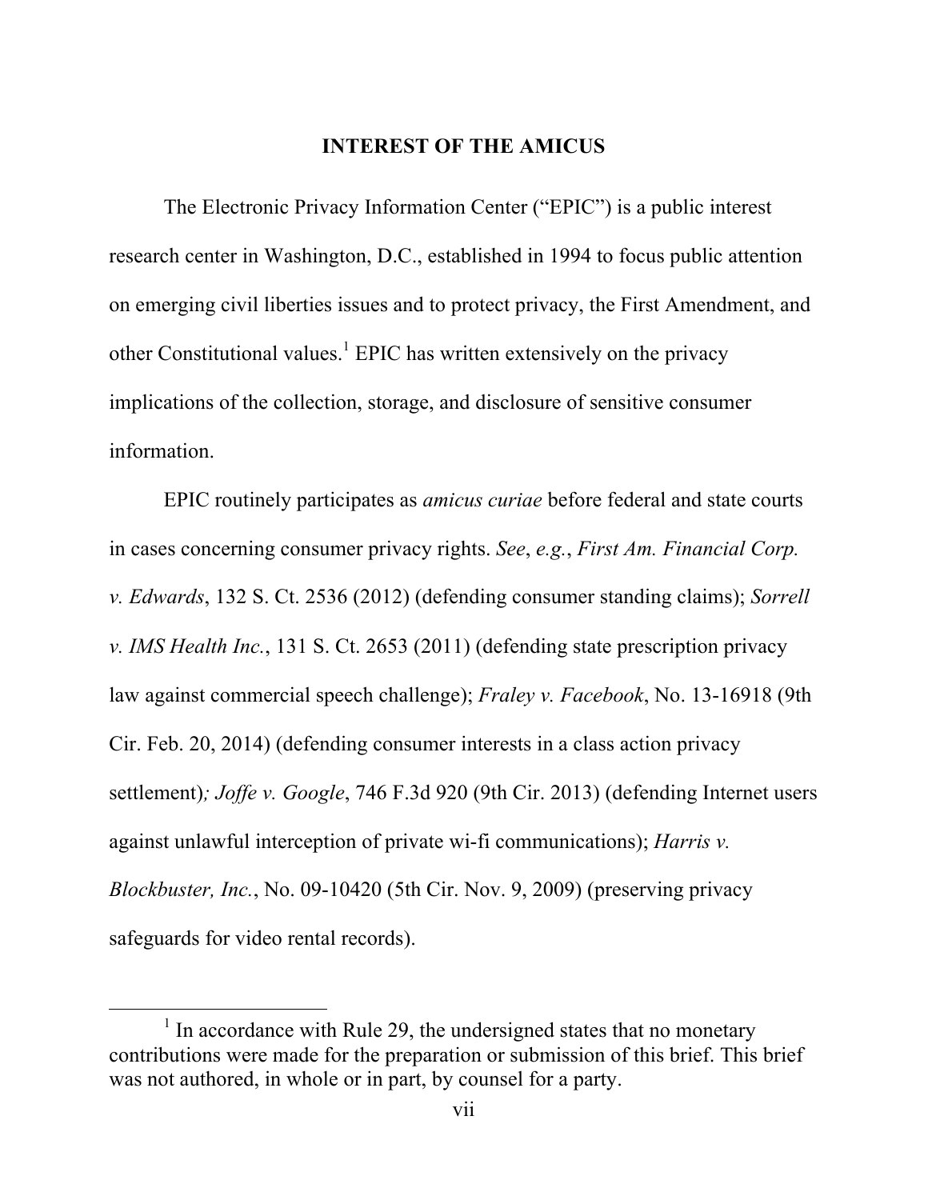## INTEREST OF THE AMICUS

The Electronic Privacy Information Center ("EPIC") is a public interest research center in Washington, D.C., established in 1994 to focus public attention on emerging civil liberties issues and to protect privacy, the First Amendment, and other Constitutional values.[1] EPIC has written extensively on the privacy implications of the collection, storage, and disclosure of sensitive consumer information.

EPIC routinely participates as *amicus curiae* before federal and state courts in cases concerning consumer privacy rights. *See*, *e.g.*, *First Am. Financial Corp. v. Edwards*, 132 S. Ct. 2536 (2012) (defending consumer standing claims); *Sorrell v. IMS Health Inc.*, 131 S. Ct. 2653 (2011) (defending state prescription privacy law against commercial speech challenge); *Fraley v. Facebook*, No. 13-16918 (9th Cir. Feb. 20, 2014) (defending consumer interests in a class action privacy settlement)*; Joffe v. Google*, 746 F.3d 920 (9th Cir. 2013) (defending Internet users against unlawful interception of private wi-fi communications); *Harris v. Blockbuster, Inc.*, No. 09-10420 (5th Cir. Nov. 9, 2009) (preserving privacy safeguards for video rental records).

---

[1] In accordance with Rule 29, the undersigned states that no monetary contributions were made for the preparation or submission of this brief. This brief was not authored, in whole or in part, by counsel for a party.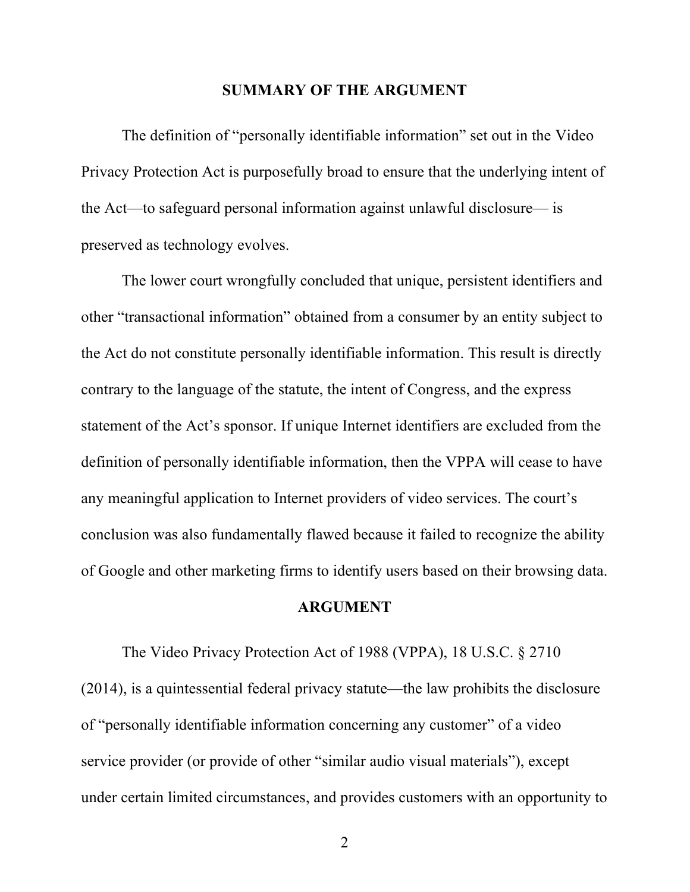## SUMMARY OF THE ARGUMENT

The definition of "personally identifiable information" set out in the Video Privacy Protection Act is purposefully broad to ensure that the underlying intent of the Act—to safeguard personal information against unlawful disclosure— is preserved as technology evolves.

The lower court wrongfully concluded that unique, persistent identifiers and other "transactional information" obtained from a consumer by an entity subject to the Act do not constitute personally identifiable information. This result is directly contrary to the language of the statute, the intent of Congress, and the express statement of the Act's sponsor. If unique Internet identifiers are excluded from the definition of personally identifiable information, then the VPPA will cease to have any meaningful application to Internet providers of video services. The court's conclusion was also fundamentally flawed because it failed to recognize the ability of Google and other marketing firms to identify users based on their browsing data.

## ARGUMENT

The Video Privacy Protection Act of 1988 (VPPA), 18 U.S.C. § 2710 (2014), is a quintessential federal privacy statute—the law prohibits the disclosure of "personally identifiable information concerning any customer" of a video service provider (or provide of other "similar audio visual materials"), except under certain limited circumstances, and provides customers with an opportunity to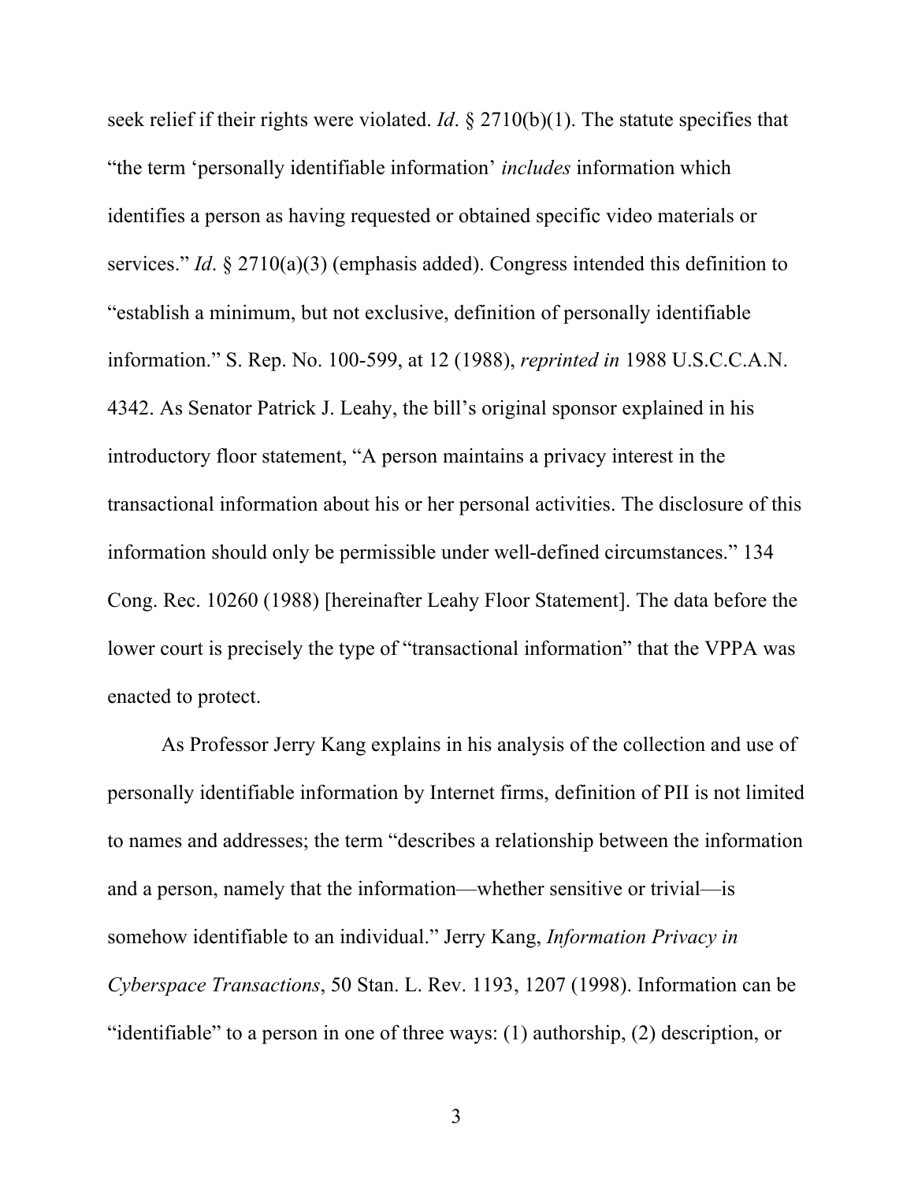seek relief if their rights were violated. *Id*. § 2710(b)(1). The statute specifies that "the term 'personally identifiable information' *includes* information which identifies a person as having requested or obtained specific video materials or services." *Id*. § 2710(a)(3) (emphasis added). Congress intended this definition to "establish a minimum, but not exclusive, definition of personally identifiable information." S. Rep. No. 100-599, at 12 (1988), *reprinted in* 1988 U.S.C.C.A.N. 4342. As Senator Patrick J. Leahy, the bill's original sponsor explained in his introductory floor statement, "A person maintains a privacy interest in the transactional information about his or her personal activities. The disclosure of this information should only be permissible under well-defined circumstances." 134 Cong. Rec. 10260 (1988) [hereinafter Leahy Floor Statement]. The data before the lower court is precisely the type of "transactional information" that the VPPA was enacted to protect.

As Professor Jerry Kang explains in his analysis of the collection and use of personally identifiable information by Internet firms, definition of PII is not limited to names and addresses; the term "describes a relationship between the information and a person, namely that the information—whether sensitive or trivial—is somehow identifiable to an individual." Jerry Kang, *Information Privacy in Cyberspace Transactions*, 50 Stan. L. Rev. 1193, 1207 (1998). Information can be "identifiable" to a person in one of three ways: (1) authorship, (2) description, or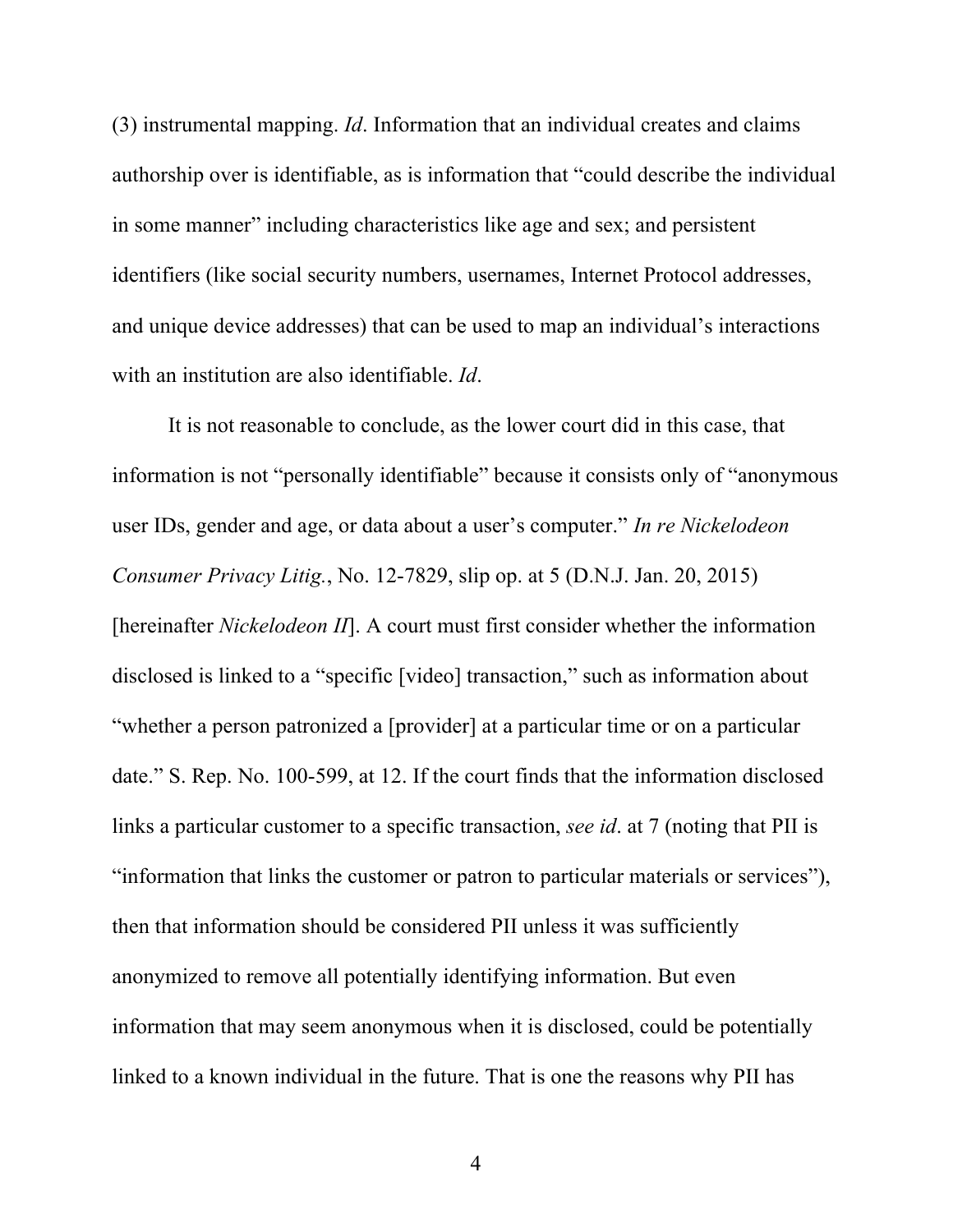(3) instrumental mapping. *Id*. Information that an individual creates and claims authorship over is identifiable, as is information that "could describe the individual in some manner" including characteristics like age and sex; and persistent identifiers (like social security numbers, usernames, Internet Protocol addresses, and unique device addresses) that can be used to map an individual's interactions with an institution are also identifiable. *Id*.

It is not reasonable to conclude, as the lower court did in this case, that information is not "personally identifiable" because it consists only of "anonymous user IDs, gender and age, or data about a user's computer." *In re Nickelodeon Consumer Privacy Litig.*, No. 12-7829, slip op. at 5 (D.N.J. Jan. 20, 2015) [hereinafter *Nickelodeon II*]. A court must first consider whether the information disclosed is linked to a "specific [video] transaction," such as information about "whether a person patronized a [provider] at a particular time or on a particular date." S. Rep. No. 100-599, at 12. If the court finds that the information disclosed links a particular customer to a specific transaction, *see id*. at 7 (noting that PII is "information that links the customer or patron to particular materials or services"), then that information should be considered PII unless it was sufficiently anonymized to remove all potentially identifying information. But even information that may seem anonymous when it is disclosed, could be potentially linked to a known individual in the future. That is one the reasons why PII has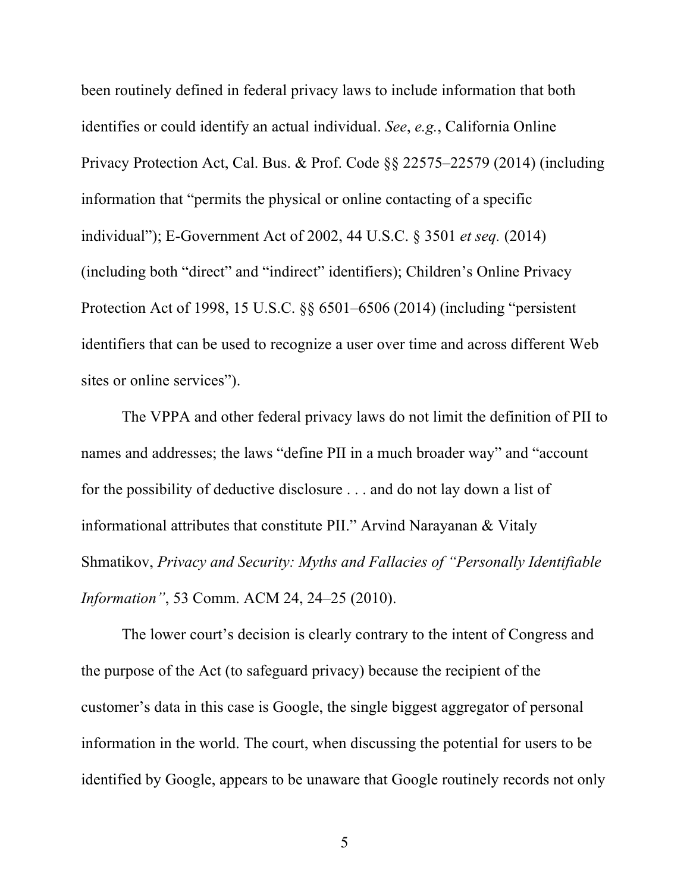been routinely defined in federal privacy laws to include information that both identifies or could identify an actual individual. *See*, *e.g.*, California Online Privacy Protection Act, Cal. Bus. & Prof. Code §§ 22575–22579 (2014) (including information that "permits the physical or online contacting of a specific individual"); E-Government Act of 2002, 44 U.S.C. § 3501 *et seq.* (2014) (including both "direct" and "indirect" identifiers); Children's Online Privacy Protection Act of 1998, 15 U.S.C. §§ 6501–6506 (2014) (including "persistent identifiers that can be used to recognize a user over time and across different Web sites or online services").

The VPPA and other federal privacy laws do not limit the definition of PII to names and addresses; the laws "define PII in a much broader way" and "account for the possibility of deductive disclosure . . . and do not lay down a list of informational attributes that constitute PII." Arvind Narayanan & Vitaly Shmatikov, *Privacy and Security: Myths and Fallacies of "Personally Identifiable Information"*, 53 Comm. ACM 24, 24–25 (2010).

The lower court's decision is clearly contrary to the intent of Congress and the purpose of the Act (to safeguard privacy) because the recipient of the customer's data in this case is Google, the single biggest aggregator of personal information in the world. The court, when discussing the potential for users to be identified by Google, appears to be unaware that Google routinely records not only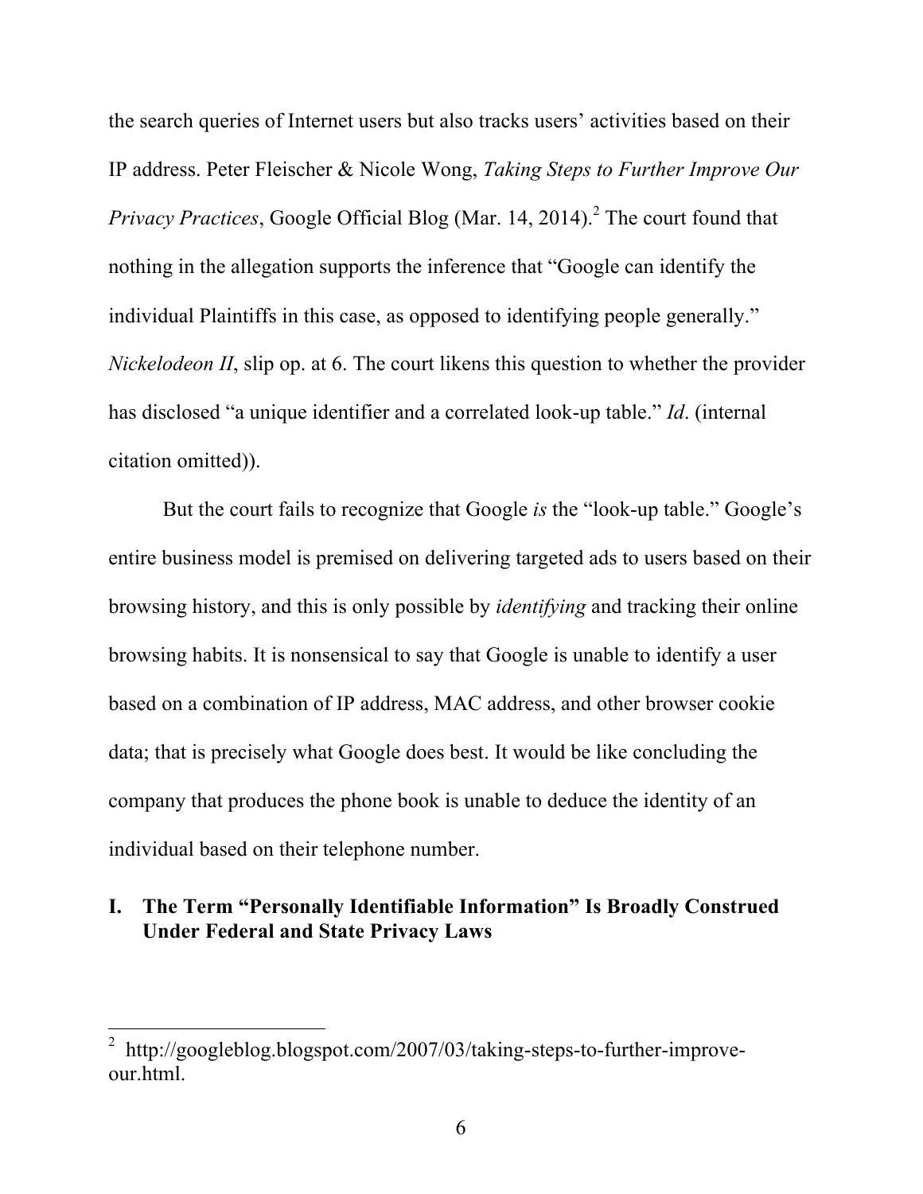the search queries of Internet users but also tracks users' activities based on their IP address. Peter Fleischer & Nicole Wong, *Taking Steps to Further Improve Our Privacy Practices*, Google Official Blog (Mar. 14, 2014).[2] The court found that nothing in the allegation supports the inference that "Google can identify the individual Plaintiffs in this case, as opposed to identifying people generally." *Nickelodeon II*, slip op. at 6. The court likens this question to whether the provider has disclosed "a unique identifier and a correlated look-up table." *Id*. (internal citation omitted)).

But the court fails to recognize that Google *is* the "look-up table." Google's entire business model is premised on delivering targeted ads to users based on their browsing history, and this is only possible by *identifying* and tracking their online browsing habits. It is nonsensical to say that Google is unable to identify a user based on a combination of IP address, MAC address, and other browser cookie data; that is precisely what Google does best. It would be like concluding the company that produces the phone book is unable to deduce the identity of an individual based on their telephone number.

## I. The Term "Personally Identifiable Information" Is Broadly Construed Under Federal and State Privacy Laws

---

[2] http://googleblog.blogspot.com/2007/03/taking-steps-to-further-improve-our.html.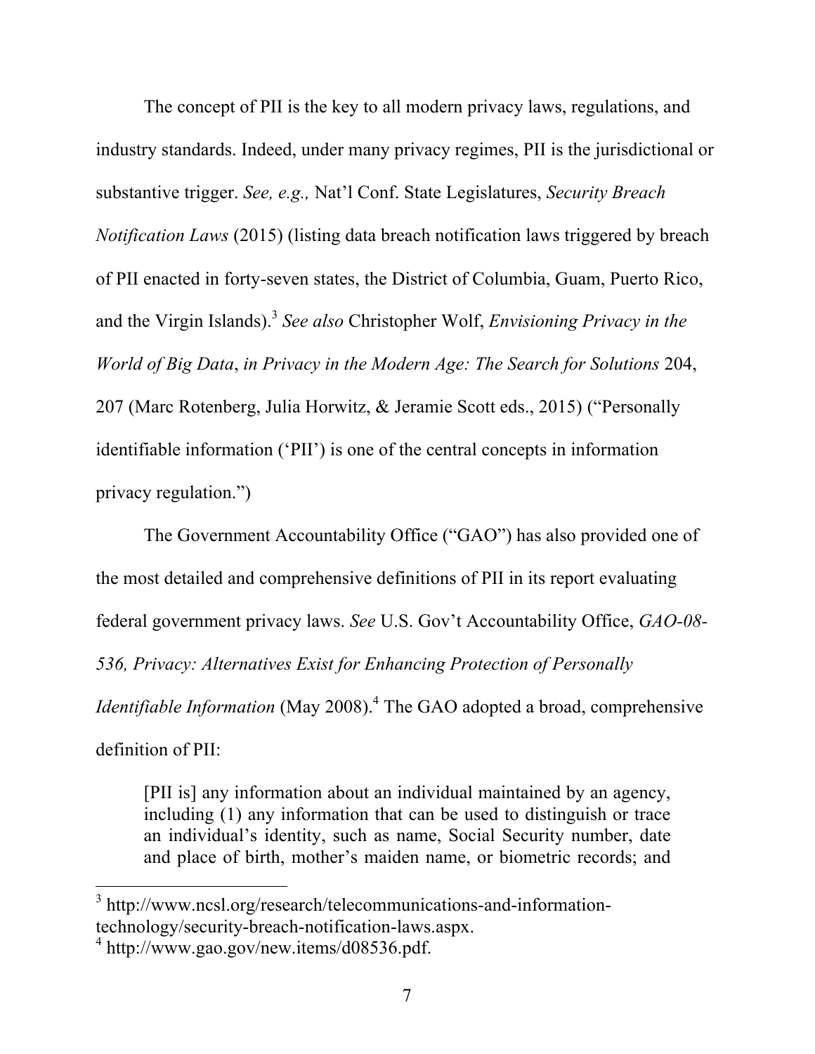The concept of PII is the key to all modern privacy laws, regulations, and industry standards. Indeed, under many privacy regimes, PII is the jurisdictional or substantive trigger. *See, e.g.,* Nat'l Conf. State Legislatures, *Security Breach Notification Laws* (2015) (listing data breach notification laws triggered by breach of PII enacted in forty-seven states, the District of Columbia, Guam, Puerto Rico, and the Virgin Islands).[3] *See also* Christopher Wolf, *Envisioning Privacy in the World of Big Data*, *in Privacy in the Modern Age: The Search for Solutions* 204, 207 (Marc Rotenberg, Julia Horwitz, & Jeramie Scott eds., 2015) ("Personally identifiable information ('PII') is one of the central concepts in information privacy regulation.")

The Government Accountability Office ("GAO") has also provided one of the most detailed and comprehensive definitions of PII in its report evaluating federal government privacy laws. *See* U.S. Gov't Accountability Office, *GAO-08-536, Privacy: Alternatives Exist for Enhancing Protection of Personally Identifiable Information* (May 2008).[4] The GAO adopted a broad, comprehensive definition of PII:

> [PII is] any information about an individual maintained by an agency, including (1) any information that can be used to distinguish or trace an individual's identity, such as name, Social Security number, date and place of birth, mother's maiden name, or biometric records; and

---

[3] http://www.ncsl.org/research/telecommunications-and-information-technology/security-breach-notification-laws.aspx.

[4] http://www.gao.gov/new.items/d08536.pdf.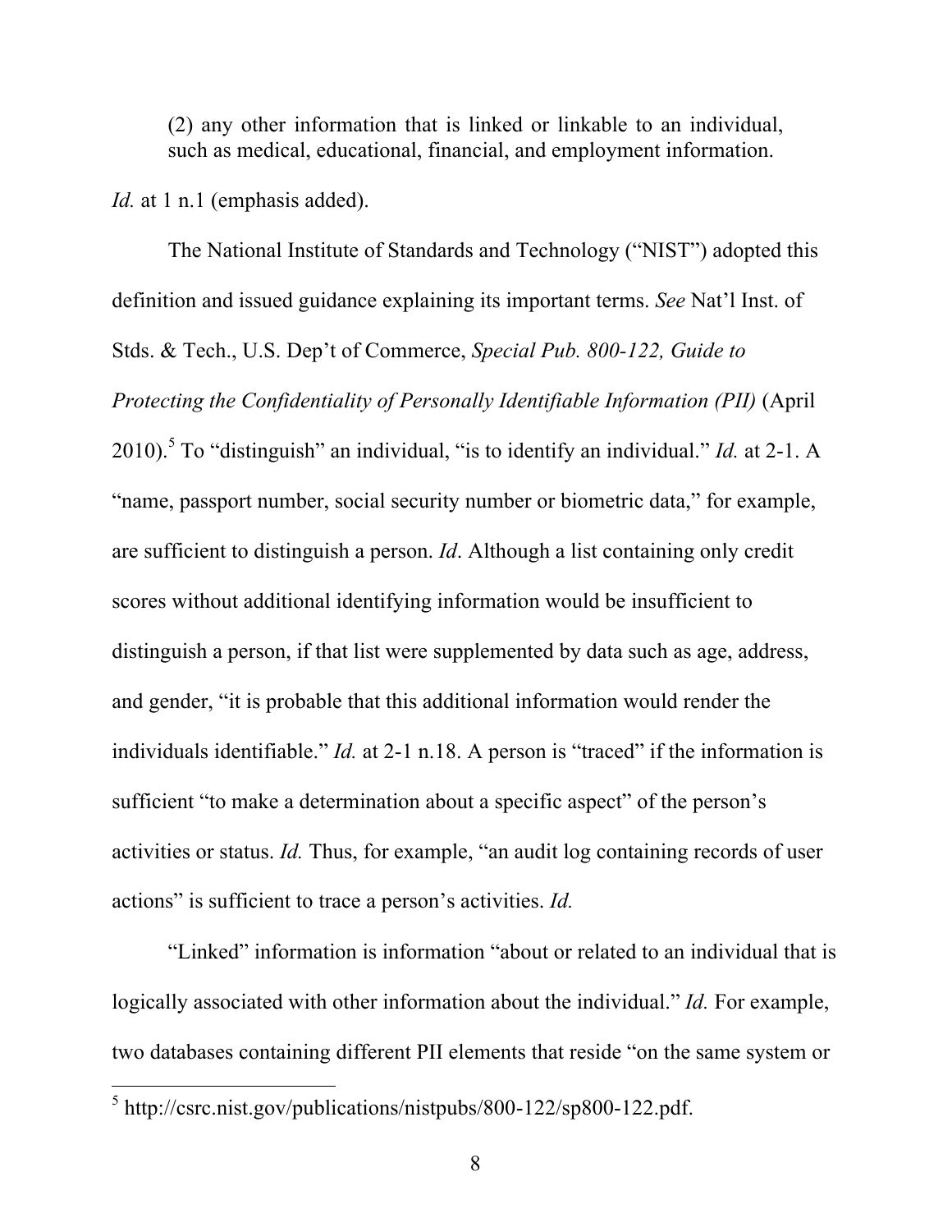(2) any other information that is linked or linkable to an individual, such as medical, educational, financial, and employment information.

*Id.* at 1 n.1 (emphasis added).

The National Institute of Standards and Technology ("NIST") adopted this definition and issued guidance explaining its important terms. *See* Nat'l Inst. of Stds. & Tech., U.S. Dep't of Commerce, *Special Pub. 800-122, Guide to Protecting the Confidentiality of Personally Identifiable Information (PII)* (April 2010).[5] To "distinguish" an individual, "is to identify an individual." *Id.* at 2-1. A "name, passport number, social security number or biometric data," for example, are sufficient to distinguish a person. *Id*. Although a list containing only credit scores without additional identifying information would be insufficient to distinguish a person, if that list were supplemented by data such as age, address, and gender, "it is probable that this additional information would render the individuals identifiable." *Id.* at 2-1 n.18. A person is "traced" if the information is sufficient "to make a determination about a specific aspect" of the person's activities or status. *Id.* Thus, for example, "an audit log containing records of user actions" is sufficient to trace a person's activities. *Id.*

"Linked" information is information "about or related to an individual that is logically associated with other information about the individual." *Id.* For example, two databases containing different PII elements that reside "on the same system or

---

[5] http://csrc.nist.gov/publications/nistpubs/800-122/sp800-122.pdf.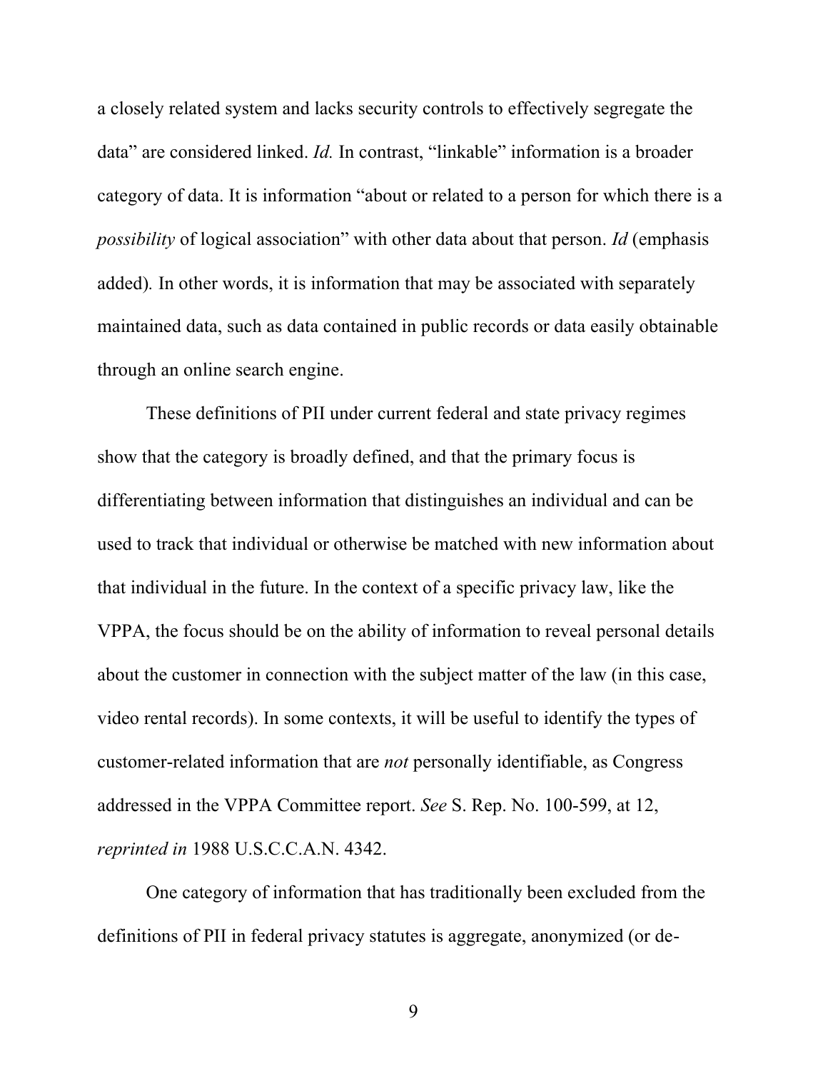a closely related system and lacks security controls to effectively segregate the data" are considered linked. *Id.* In contrast, "linkable" information is a broader category of data. It is information "about or related to a person for which there is a *possibility* of logical association" with other data about that person. *Id* (emphasis added). In other words, it is information that may be associated with separately maintained data, such as data contained in public records or data easily obtainable through an online search engine.

These definitions of PII under current federal and state privacy regimes show that the category is broadly defined, and that the primary focus is differentiating between information that distinguishes an individual and can be used to track that individual or otherwise be matched with new information about that individual in the future. In the context of a specific privacy law, like the VPPA, the focus should be on the ability of information to reveal personal details about the customer in connection with the subject matter of the law (in this case, video rental records). In some contexts, it will be useful to identify the types of customer-related information that are *not* personally identifiable, as Congress addressed in the VPPA Committee report. *See* S. Rep. No. 100-599, at 12, *reprinted in* 1988 U.S.C.C.A.N. 4342.

One category of information that has traditionally been excluded from the definitions of PII in federal privacy statutes is aggregate, anonymized (or de-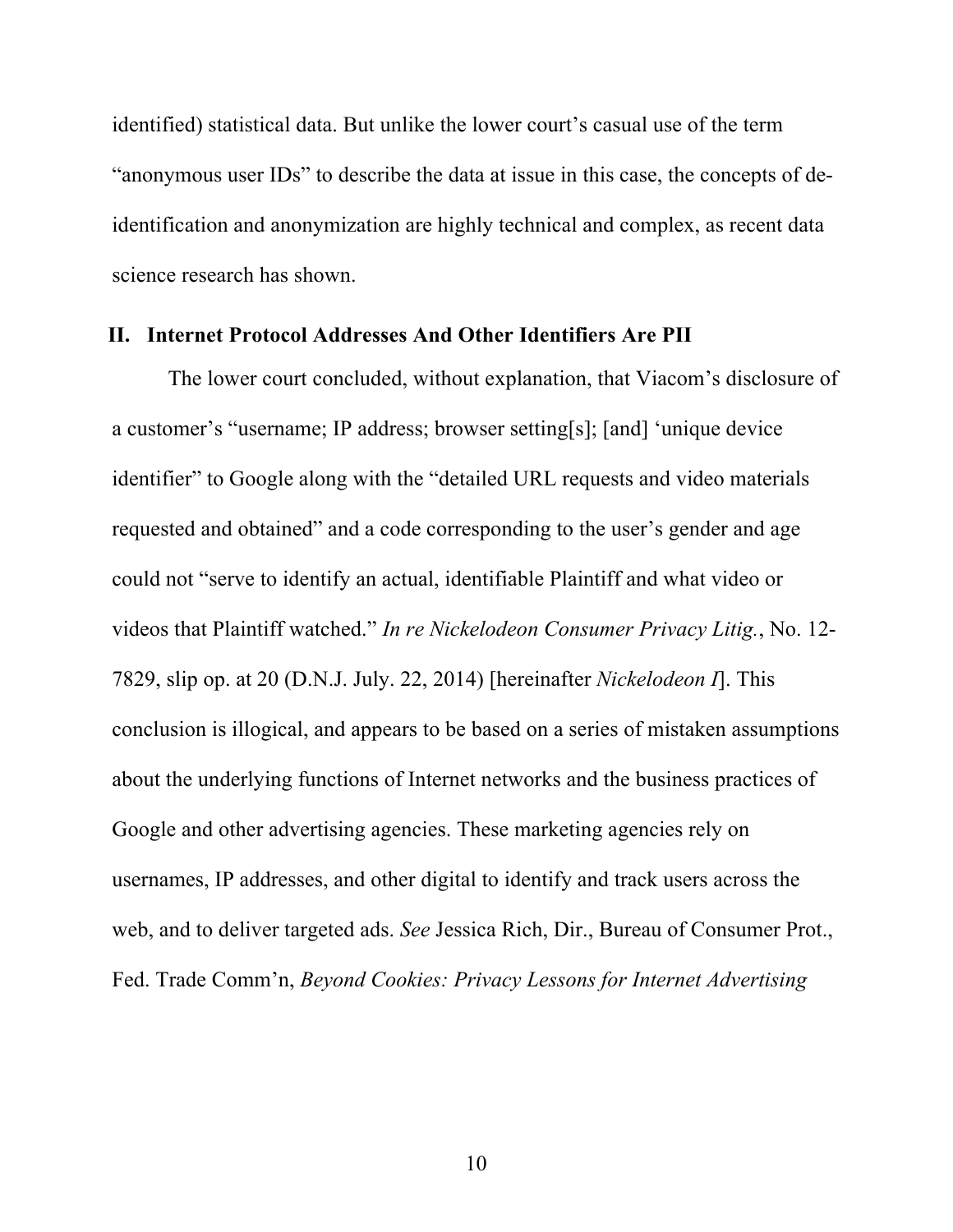identified) statistical data. But unlike the lower court's casual use of the term "anonymous user IDs" to describe the data at issue in this case, the concepts of de-identification and anonymization are highly technical and complex, as recent data science research has shown.

## II. Internet Protocol Addresses And Other Identifiers Are PII

The lower court concluded, without explanation, that Viacom's disclosure of a customer's "username; IP address; browser setting[s]; [and] 'unique device identifier" to Google along with the "detailed URL requests and video materials requested and obtained" and a code corresponding to the user's gender and age could not "serve to identify an actual, identifiable Plaintiff and what video or videos that Plaintiff watched." *In re Nickelodeon Consumer Privacy Litig.*, No. 12-7829, slip op. at 20 (D.N.J. July. 22, 2014) [hereinafter *Nickelodeon I*]. This conclusion is illogical, and appears to be based on a series of mistaken assumptions about the underlying functions of Internet networks and the business practices of Google and other advertising agencies. These marketing agencies rely on usernames, IP addresses, and other digital to identify and track users across the web, and to deliver targeted ads. *See* Jessica Rich, Dir., Bureau of Consumer Prot., Fed. Trade Comm'n, *Beyond Cookies: Privacy Lessons for Internet Advertising*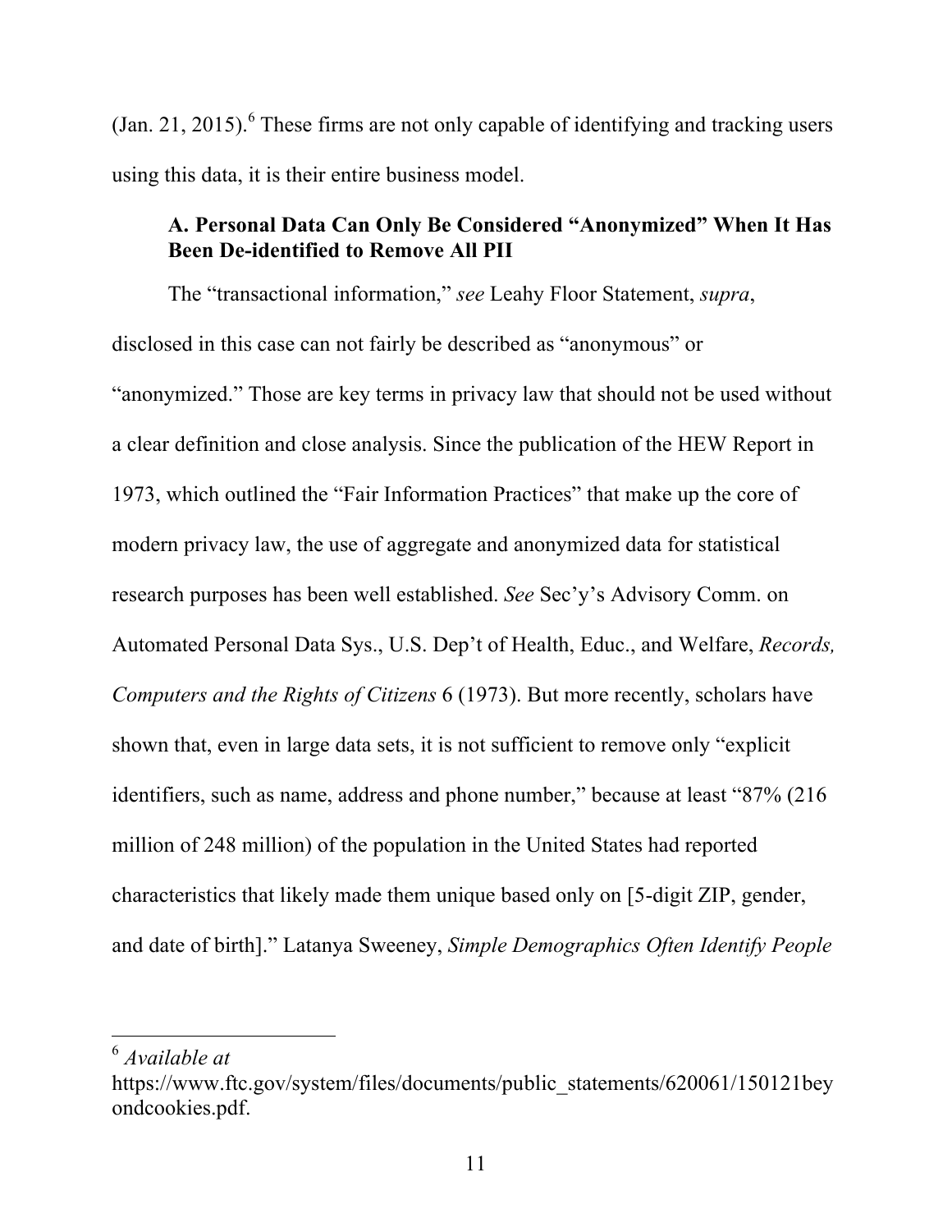(Jan. 21, 2015).[6] These firms are not only capable of identifying and tracking users using this data, it is their entire business model.

### A. Personal Data Can Only Be Considered "Anonymized" When It Has Been De-identified to Remove All PII

The "transactional information," *see* Leahy Floor Statement, *supra*, disclosed in this case can not fairly be described as "anonymous" or "anonymized." Those are key terms in privacy law that should not be used without a clear definition and close analysis. Since the publication of the HEW Report in 1973, which outlined the "Fair Information Practices" that make up the core of modern privacy law, the use of aggregate and anonymized data for statistical research purposes has been well established. *See* Sec'y's Advisory Comm. on Automated Personal Data Sys., U.S. Dep't of Health, Educ., and Welfare, *Records, Computers and the Rights of Citizens* 6 (1973). But more recently, scholars have shown that, even in large data sets, it is not sufficient to remove only "explicit identifiers, such as name, address and phone number," because at least "87% (216 million of 248 million) of the population in the United States had reported characteristics that likely made them unique based only on [5-digit ZIP, gender, and date of birth]." Latanya Sweeney, *Simple Demographics Often Identify People*

---

[6] *Available at* https://www.ftc.gov/system/files/documents/public_statements/620061/150121beyondcookies.pdf.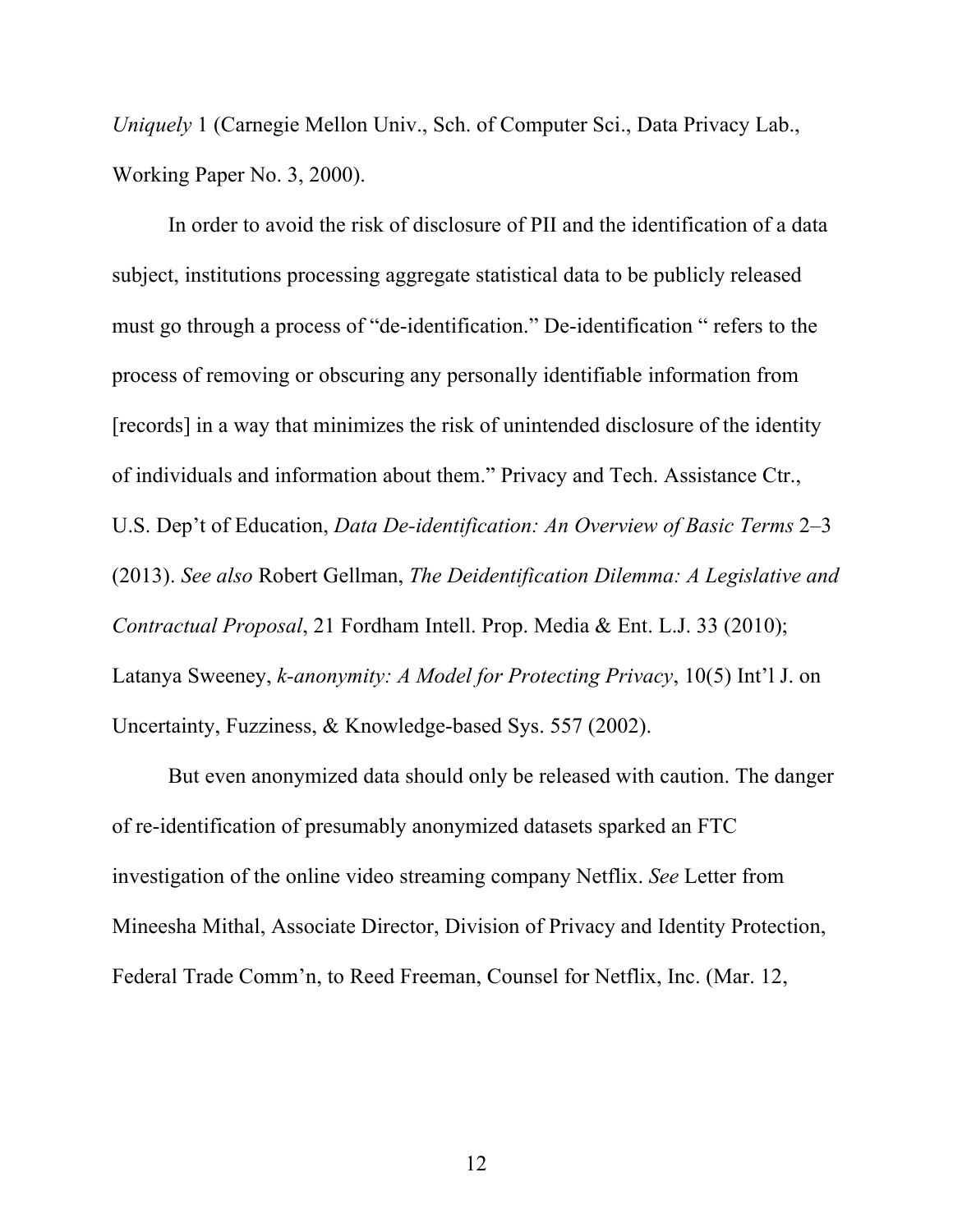*Uniquely* 1 (Carnegie Mellon Univ., Sch. of Computer Sci., Data Privacy Lab., Working Paper No. 3, 2000).

In order to avoid the risk of disclosure of PII and the identification of a data subject, institutions processing aggregate statistical data to be publicly released must go through a process of "de-identification." De-identification " refers to the process of removing or obscuring any personally identifiable information from [records] in a way that minimizes the risk of unintended disclosure of the identity of individuals and information about them." Privacy and Tech. Assistance Ctr., U.S. Dep't of Education, *Data De-identification: An Overview of Basic Terms* 2–3 (2013). *See also* Robert Gellman, *The Deidentification Dilemma: A Legislative and Contractual Proposal*, 21 Fordham Intell. Prop. Media & Ent. L.J. 33 (2010); Latanya Sweeney, *k-anonymity: A Model for Protecting Privacy*, 10(5) Int'l J. on Uncertainty, Fuzziness, & Knowledge-based Sys. 557 (2002).

But even anonymized data should only be released with caution. The danger of re-identification of presumably anonymized datasets sparked an FTC investigation of the online video streaming company Netflix. *See* Letter from Mineesha Mithal, Associate Director, Division of Privacy and Identity Protection, Federal Trade Comm'n, to Reed Freeman, Counsel for Netflix, Inc. (Mar. 12,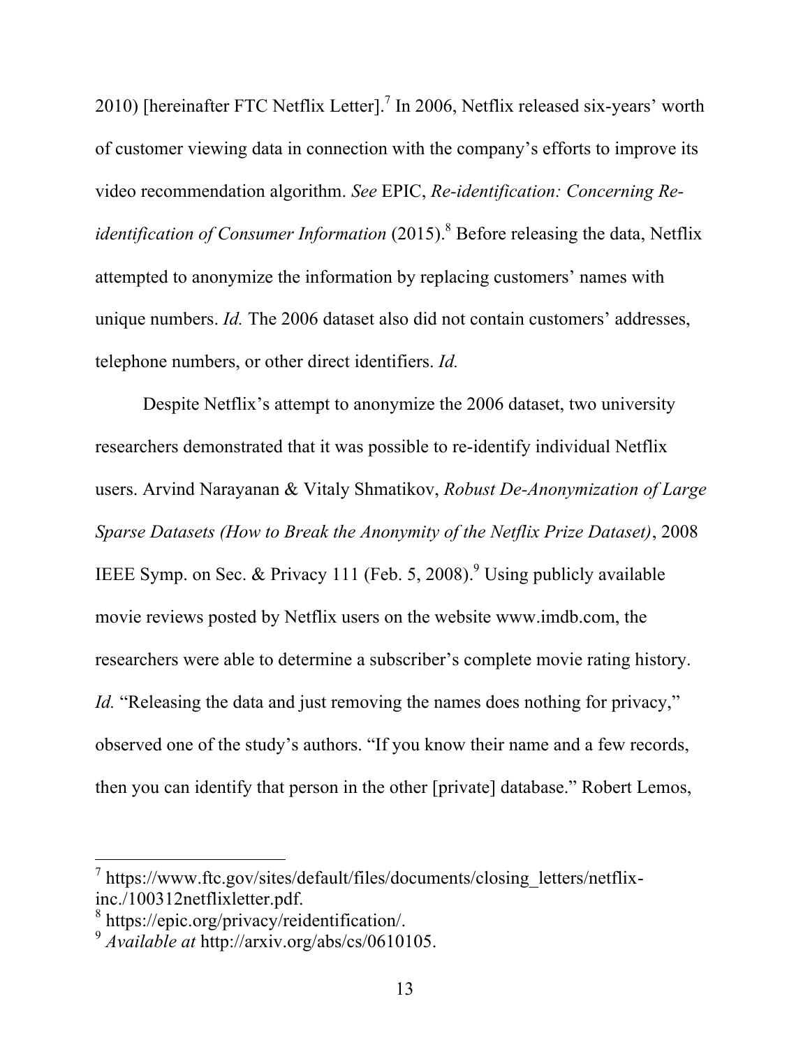2010) [hereinafter FTC Netflix Letter].[7] In 2006, Netflix released six-years' worth of customer viewing data in connection with the company's efforts to improve its video recommendation algorithm. *See* EPIC, *Re-identification: Concerning Re-identification of Consumer Information* (2015).[8] Before releasing the data, Netflix attempted to anonymize the information by replacing customers' names with unique numbers. *Id.* The 2006 dataset also did not contain customers' addresses, telephone numbers, or other direct identifiers. *Id.*

Despite Netflix's attempt to anonymize the 2006 dataset, two university researchers demonstrated that it was possible to re-identify individual Netflix users. Arvind Narayanan & Vitaly Shmatikov, *Robust De-Anonymization of Large Sparse Datasets (How to Break the Anonymity of the Netflix Prize Dataset)*, 2008 IEEE Symp. on Sec. & Privacy 111 (Feb. 5, 2008).[9] Using publicly available movie reviews posted by Netflix users on the website www.imdb.com, the researchers were able to determine a subscriber's complete movie rating history. *Id.* "Releasing the data and just removing the names does nothing for privacy," observed one of the study's authors. "If you know their name and a few records, then you can identify that person in the other [private] database." Robert Lemos,

---

[7] https://www.ftc.gov/sites/default/files/documents/closing_letters/netflix-inc./100312netflixletter.pdf.

[8] https://epic.org/privacy/reidentification/.

[9] *Available at* http://arxiv.org/abs/cs/0610105.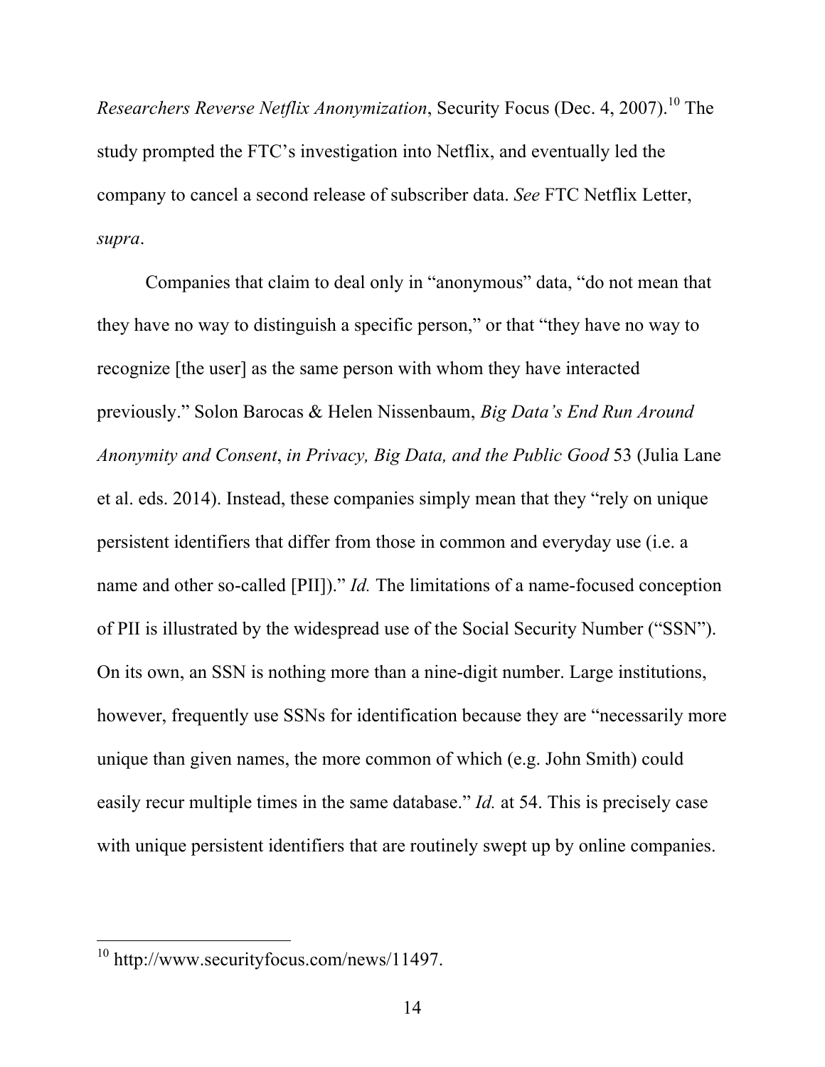*Researchers Reverse Netflix Anonymization*, Security Focus (Dec. 4, 2007).[10] The study prompted the FTC's investigation into Netflix, and eventually led the company to cancel a second release of subscriber data. *See* FTC Netflix Letter, *supra*.

Companies that claim to deal only in "anonymous" data, "do not mean that they have no way to distinguish a specific person," or that "they have no way to recognize [the user] as the same person with whom they have interacted previously." Solon Barocas & Helen Nissenbaum, *Big Data's End Run Around Anonymity and Consent*, *in Privacy, Big Data, and the Public Good* 53 (Julia Lane et al. eds. 2014). Instead, these companies simply mean that they "rely on unique persistent identifiers that differ from those in common and everyday use (i.e. a name and other so-called [PII])." *Id.* The limitations of a name-focused conception of PII is illustrated by the widespread use of the Social Security Number ("SSN"). On its own, an SSN is nothing more than a nine-digit number. Large institutions, however, frequently use SSNs for identification because they are "necessarily more unique than given names, the more common of which (e.g. John Smith) could easily recur multiple times in the same database." *Id.* at 54. This is precisely case with unique persistent identifiers that are routinely swept up by online companies.

---

[10] http://www.securityfocus.com/news/11497.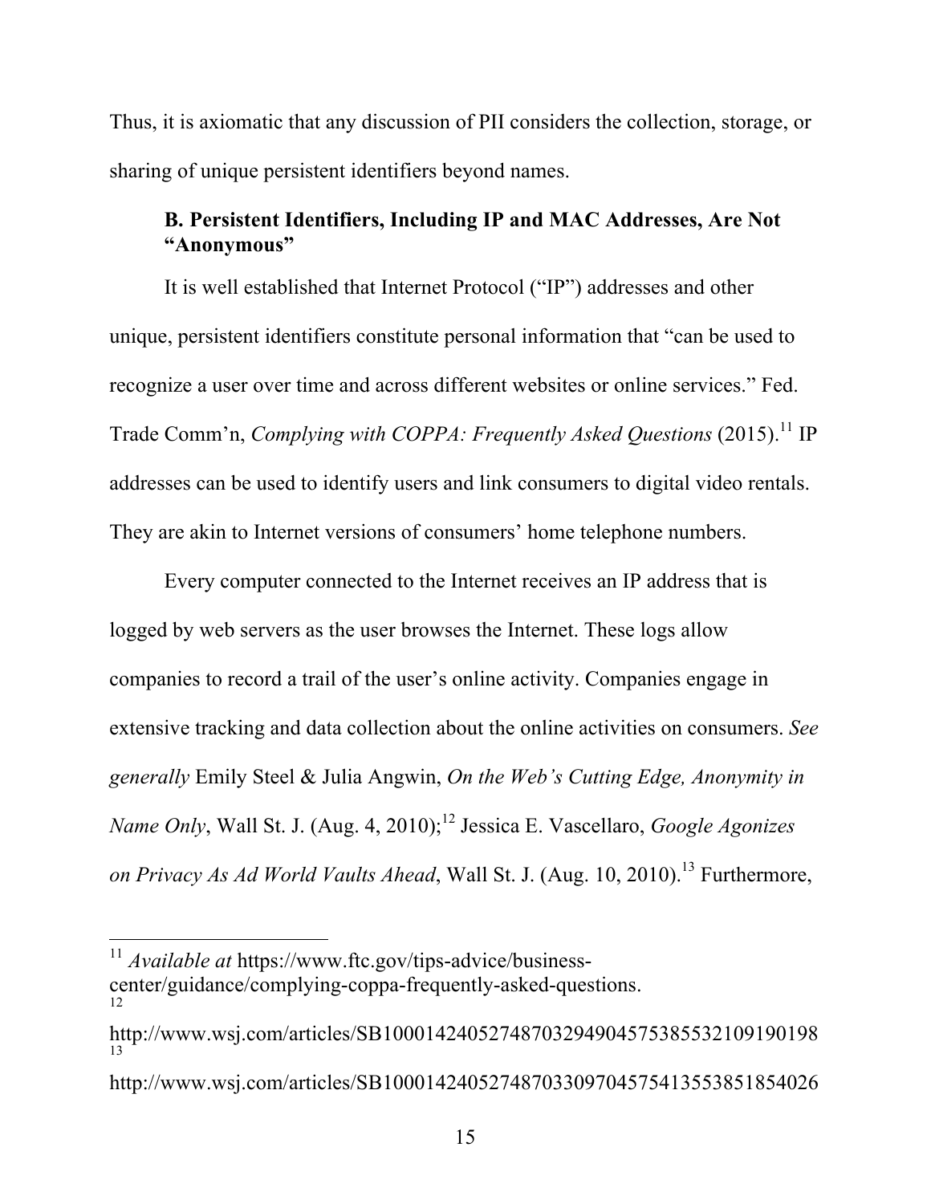Thus, it is axiomatic that any discussion of PII considers the collection, storage, or sharing of unique persistent identifiers beyond names.

### B. Persistent Identifiers, Including IP and MAC Addresses, Are Not "Anonymous"

It is well established that Internet Protocol ("IP") addresses and other unique, persistent identifiers constitute personal information that "can be used to recognize a user over time and across different websites or online services." Fed. Trade Comm'n, *Complying with COPPA: Frequently Asked Questions* (2015).[11] IP addresses can be used to identify users and link consumers to digital video rentals. They are akin to Internet versions of consumers' home telephone numbers.

Every computer connected to the Internet receives an IP address that is logged by web servers as the user browses the Internet. These logs allow companies to record a trail of the user's online activity. Companies engage in extensive tracking and data collection about the online activities on consumers. *See generally* Emily Steel & Julia Angwin, *On the Web's Cutting Edge, Anonymity in Name Only*, Wall St. J. (Aug. 4, 2010);[12] Jessica E. Vascellaro, *Google Agonizes on Privacy As Ad World Vaults Ahead*, Wall St. J. (Aug. 10, 2010).[13] Furthermore,

---

[11] *Available at* https://www.ftc.gov/tips-advice/business-center/guidance/complying-coppa-frequently-asked-questions.

[12] http://www.wsj.com/articles/SB10001424052748703294904575385532109190198

[13] http://www.wsj.com/articles/SB10001424052748703309704575413553851854026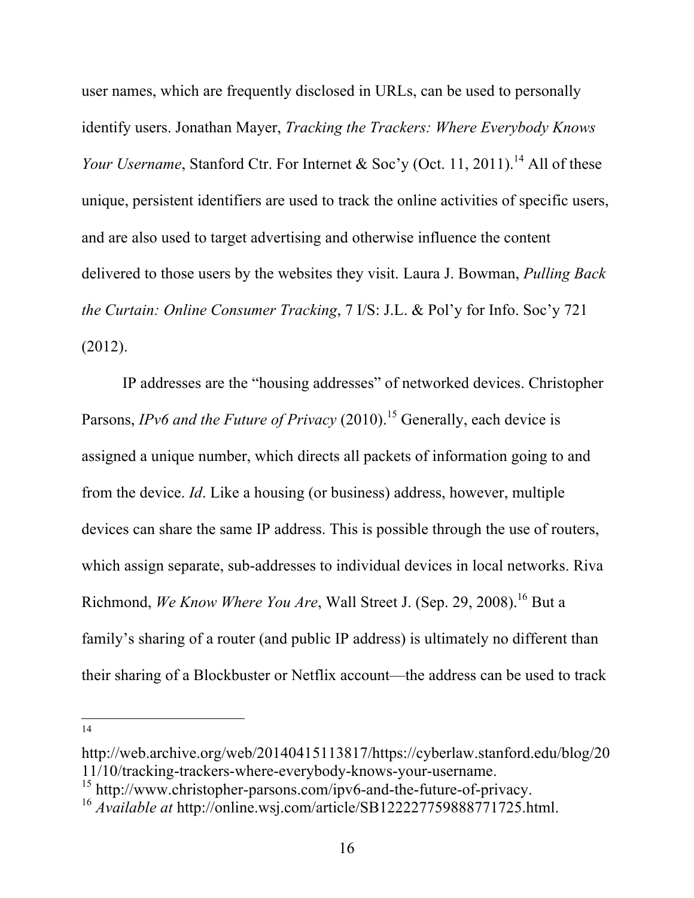user names, which are frequently disclosed in URLs, can be used to personally identify users. Jonathan Mayer, *Tracking the Trackers: Where Everybody Knows Your Username*, Stanford Ctr. For Internet & Soc'y (Oct. 11, 2011).[14] All of these unique, persistent identifiers are used to track the online activities of specific users, and are also used to target advertising and otherwise influence the content delivered to those users by the websites they visit. Laura J. Bowman, *Pulling Back the Curtain: Online Consumer Tracking*, 7 I/S: J.L. & Pol'y for Info. Soc'y 721 (2012).

IP addresses are the "housing addresses" of networked devices. Christopher Parsons, *IPv6 and the Future of Privacy* (2010).[15] Generally, each device is assigned a unique number, which directs all packets of information going to and from the device. *Id*. Like a housing (or business) address, however, multiple devices can share the same IP address. This is possible through the use of routers, which assign separate, sub-addresses to individual devices in local networks. Riva Richmond, *We Know Where You Are*, Wall Street J. (Sep. 29, 2008).[16] But a family's sharing of a router (and public IP address) is ultimately no different than their sharing of a Blockbuster or Netflix account—the address can be used to track

---

[14] http://web.archive.org/web/20140415113817/https://cyberlaw.stanford.edu/blog/2011/10/tracking-trackers-where-everybody-knows-your-username.

[15] http://www.christopher-parsons.com/ipv6-and-the-future-of-privacy.

[16] *Available at* http://online.wsj.com/article/SB122227759888771725.html.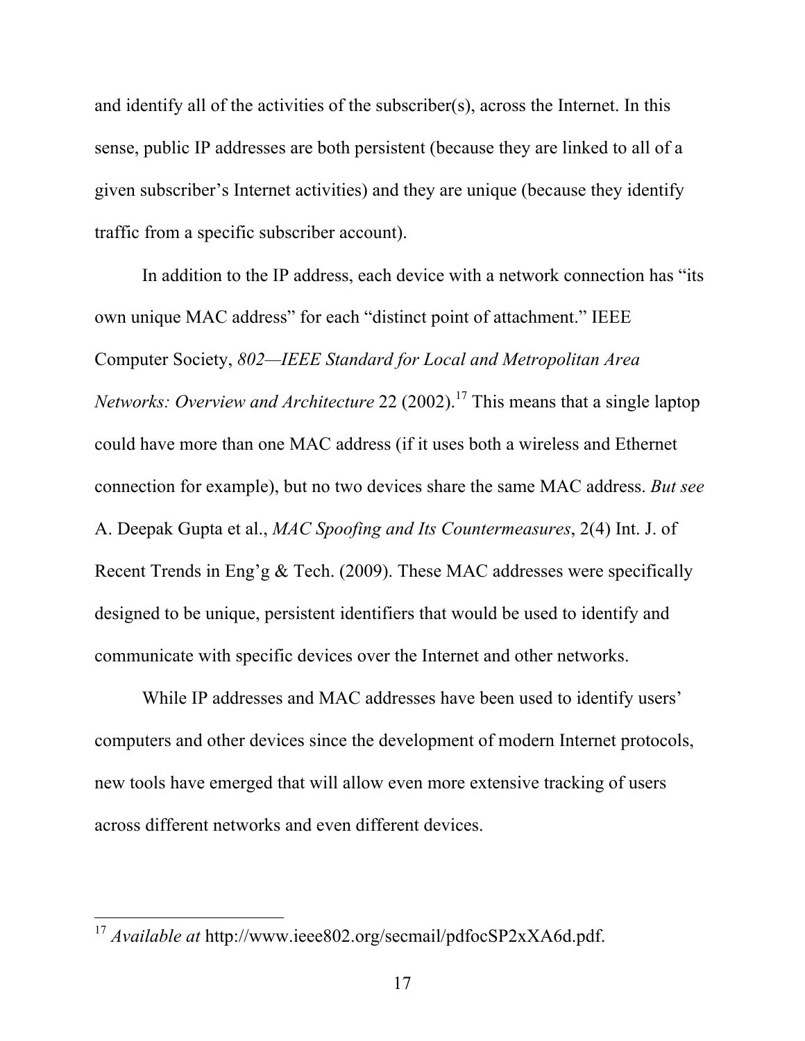and identify all of the activities of the subscriber(s), across the Internet. In this sense, public IP addresses are both persistent (because they are linked to all of a given subscriber's Internet activities) and they are unique (because they identify traffic from a specific subscriber account).

In addition to the IP address, each device with a network connection has "its own unique MAC address" for each "distinct point of attachment." IEEE Computer Society, *802—IEEE Standard for Local and Metropolitan Area Networks: Overview and Architecture* 22 (2002).[17] This means that a single laptop could have more than one MAC address (if it uses both a wireless and Ethernet connection for example), but no two devices share the same MAC address. *But see* A. Deepak Gupta et al., *MAC Spoofing and Its Countermeasures*, 2(4) Int. J. of Recent Trends in Eng'g & Tech. (2009). These MAC addresses were specifically designed to be unique, persistent identifiers that would be used to identify and communicate with specific devices over the Internet and other networks.

While IP addresses and MAC addresses have been used to identify users' computers and other devices since the development of modern Internet protocols, new tools have emerged that will allow even more extensive tracking of users across different networks and even different devices.

---

[17] *Available at* http://www.ieee802.org/secmail/pdfocSP2xXA6d.pdf.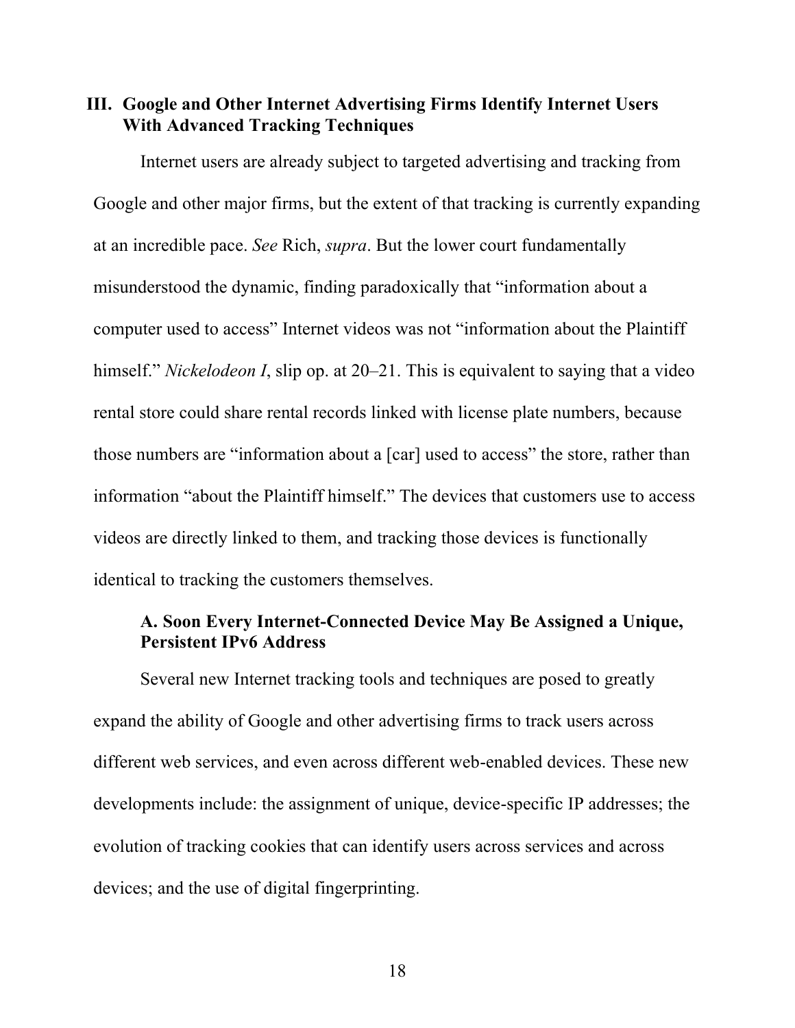## III. Google and Other Internet Advertising Firms Identify Internet Users With Advanced Tracking Techniques

Internet users are already subject to targeted advertising and tracking from Google and other major firms, but the extent of that tracking is currently expanding at an incredible pace. *See* Rich, *supra*. But the lower court fundamentally misunderstood the dynamic, finding paradoxically that "information about a computer used to access" Internet videos was not "information about the Plaintiff himself." *Nickelodeon I*, slip op. at 20–21. This is equivalent to saying that a video rental store could share rental records linked with license plate numbers, because those numbers are "information about a [car] used to access" the store, rather than information "about the Plaintiff himself." The devices that customers use to access videos are directly linked to them, and tracking those devices is functionally identical to tracking the customers themselves.

### A. Soon Every Internet-Connected Device May Be Assigned a Unique, Persistent IPv6 Address

Several new Internet tracking tools and techniques are posed to greatly expand the ability of Google and other advertising firms to track users across different web services, and even across different web-enabled devices. These new developments include: the assignment of unique, device-specific IP addresses; the evolution of tracking cookies that can identify users across services and across devices; and the use of digital fingerprinting.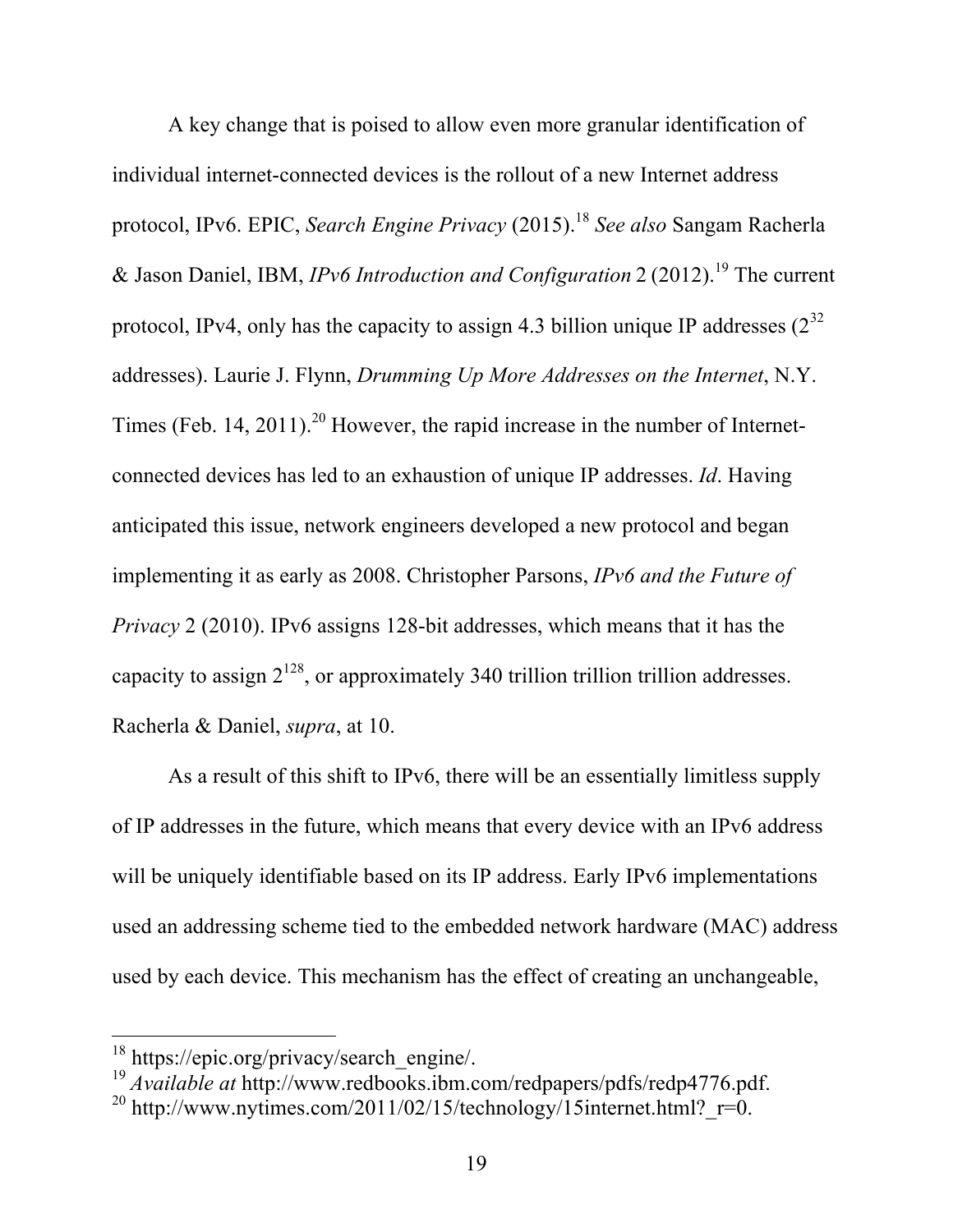A key change that is poised to allow even more granular identification of individual internet-connected devices is the rollout of a new Internet address protocol, IPv6. EPIC, *Search Engine Privacy* (2015).[18] *See also* Sangam Racherla & Jason Daniel, IBM, *IPv6 Introduction and Configuration* 2 (2012).[19] The current protocol, IPv4, only has the capacity to assign 4.3 billion unique IP addresses ($2^{32}$ addresses). Laurie J. Flynn, *Drumming Up More Addresses on the Internet*, N.Y. Times (Feb. 14, 2011).[20] However, the rapid increase in the number of Internet-connected devices has led to an exhaustion of unique IP addresses. *Id*. Having anticipated this issue, network engineers developed a new protocol and began implementing it as early as 2008. Christopher Parsons, *IPv6 and the Future of Privacy* 2 (2010). IPv6 assigns 128-bit addresses, which means that it has the capacity to assign $2^{128}$, or approximately 340 trillion trillion trillion addresses. Racherla & Daniel, *supra*, at 10.

As a result of this shift to IPv6, there will be an essentially limitless supply of IP addresses in the future, which means that every device with an IPv6 address will be uniquely identifiable based on its IP address. Early IPv6 implementations used an addressing scheme tied to the embedded network hardware (MAC) address used by each device. This mechanism has the effect of creating an unchangeable,

---

[18] https://epic.org/privacy/search_engine/.

[19] *Available at* http://www.redbooks.ibm.com/redpapers/pdfs/redp4776.pdf.

[20] http://www.nytimes.com/2011/02/15/technology/15internet.html?_r=0.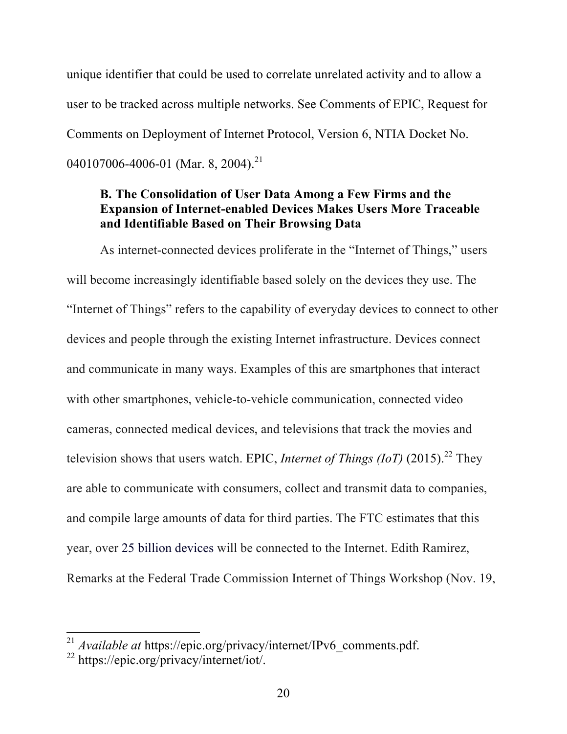unique identifier that could be used to correlate unrelated activity and to allow a user to be tracked across multiple networks. See Comments of EPIC, Request for Comments on Deployment of Internet Protocol, Version 6, NTIA Docket No. 040107006-4006-01 (Mar. 8, 2004).[21]

### B. The Consolidation of User Data Among a Few Firms and the Expansion of Internet-enabled Devices Makes Users More Traceable and Identifiable Based on Their Browsing Data

As internet-connected devices proliferate in the "Internet of Things," users will become increasingly identifiable based solely on the devices they use. The "Internet of Things" refers to the capability of everyday devices to connect to other devices and people through the existing Internet infrastructure. Devices connect and communicate in many ways. Examples of this are smartphones that interact with other smartphones, vehicle-to-vehicle communication, connected video cameras, connected medical devices, and televisions that track the movies and television shows that users watch. EPIC, *Internet of Things (IoT)* (2015).[22] They are able to communicate with consumers, collect and transmit data to companies, and compile large amounts of data for third parties. The FTC estimates that this year, over 25 billion devices will be connected to the Internet. Edith Ramirez, Remarks at the Federal Trade Commission Internet of Things Workshop (Nov. 19,

---

[21] *Available at* https://epic.org/privacy/internet/IPv6_comments.pdf.

[22] https://epic.org/privacy/internet/iot/.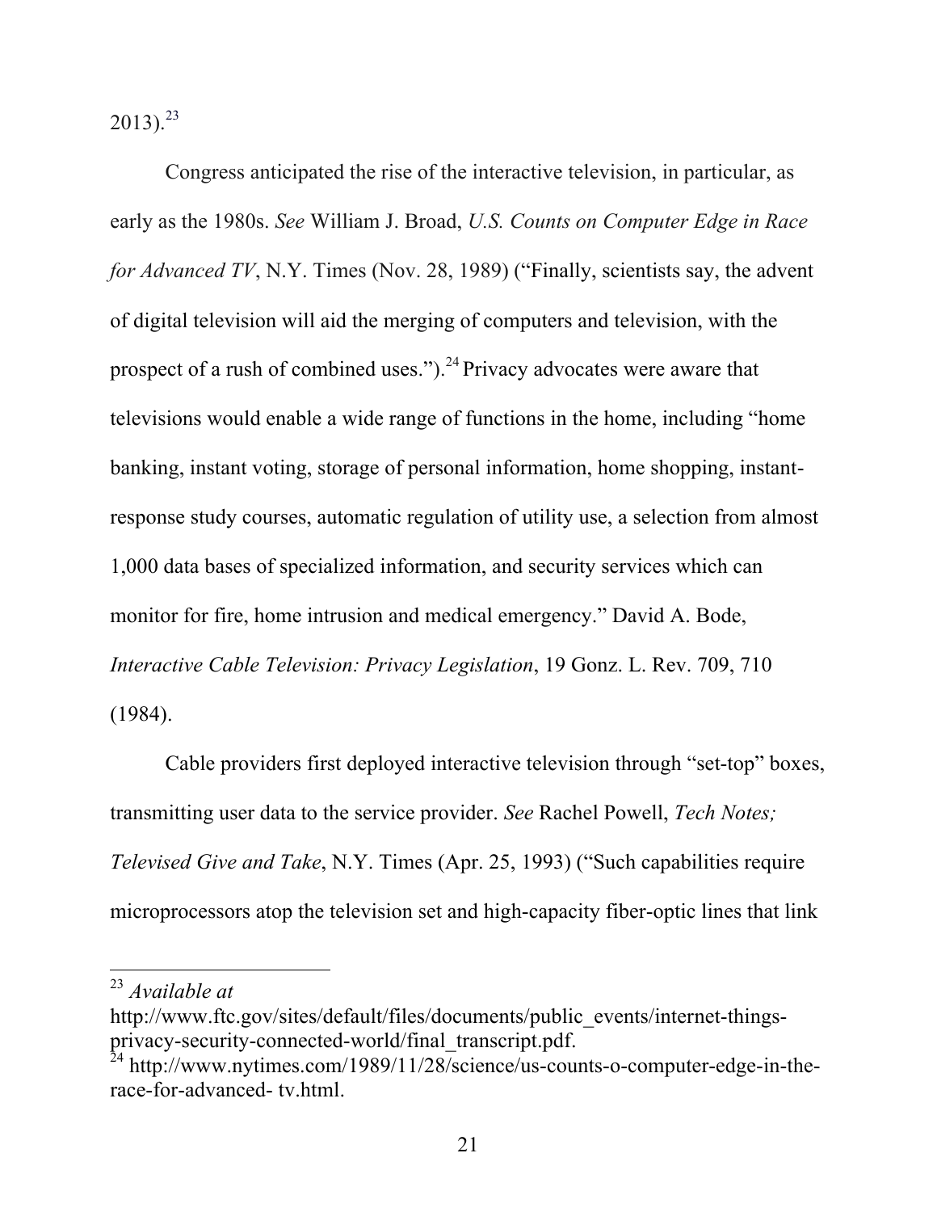2013).[23]

Congress anticipated the rise of the interactive television, in particular, as early as the 1980s. *See* William J. Broad, *U.S. Counts on Computer Edge in Race for Advanced TV*, N.Y. Times (Nov. 28, 1989) ("Finally, scientists say, the advent of digital television will aid the merging of computers and television, with the prospect of a rush of combined uses.").[24] Privacy advocates were aware that televisions would enable a wide range of functions in the home, including "home banking, instant voting, storage of personal information, home shopping, instant-response study courses, automatic regulation of utility use, a selection from almost 1,000 data bases of specialized information, and security services which can monitor for fire, home intrusion and medical emergency." David A. Bode, *Interactive Cable Television: Privacy Legislation*, 19 Gonz. L. Rev. 709, 710 (1984).

Cable providers first deployed interactive television through "set-top" boxes, transmitting user data to the service provider. *See* Rachel Powell, *Tech Notes; Televised Give and Take*, N.Y. Times (Apr. 25, 1993) ("Such capabilities require microprocessors atop the television set and high-capacity fiber-optic lines that link

---

[23] *Available at* http://www.ftc.gov/sites/default/files/documents/public_events/internet-things-privacy-security-connected-world/final_transcript.pdf.

[24] http://www.nytimes.com/1989/11/28/science/us-counts-o-computer-edge-in-the-race-for-advanced- tv.html.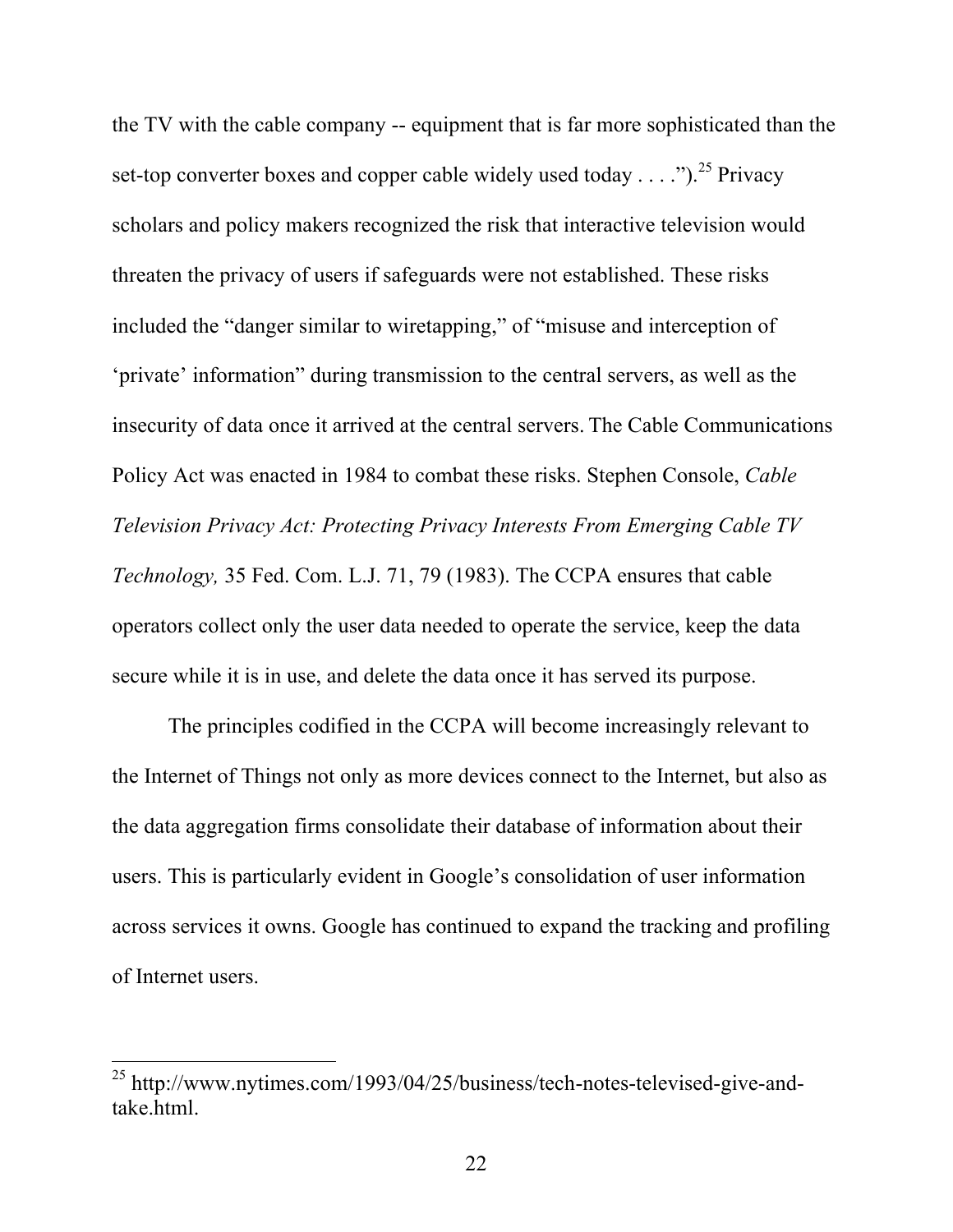the TV with the cable company -- equipment that is far more sophisticated than the set-top converter boxes and copper cable widely used today . . . .").[25] Privacy scholars and policy makers recognized the risk that interactive television would threaten the privacy of users if safeguards were not established. These risks included the "danger similar to wiretapping," of "misuse and interception of 'private' information" during transmission to the central servers, as well as the insecurity of data once it arrived at the central servers. The Cable Communications Policy Act was enacted in 1984 to combat these risks. Stephen Console, *Cable Television Privacy Act: Protecting Privacy Interests From Emerging Cable TV Technology,* 35 Fed. Com. L.J. 71, 79 (1983). The CCPA ensures that cable operators collect only the user data needed to operate the service, keep the data secure while it is in use, and delete the data once it has served its purpose.

The principles codified in the CCPA will become increasingly relevant to the Internet of Things not only as more devices connect to the Internet, but also as the data aggregation firms consolidate their database of information about their users. This is particularly evident in Google's consolidation of user information across services it owns. Google has continued to expand the tracking and profiling of Internet users.

---

[25] http://www.nytimes.com/1993/04/25/business/tech-notes-televised-give-and-take.html.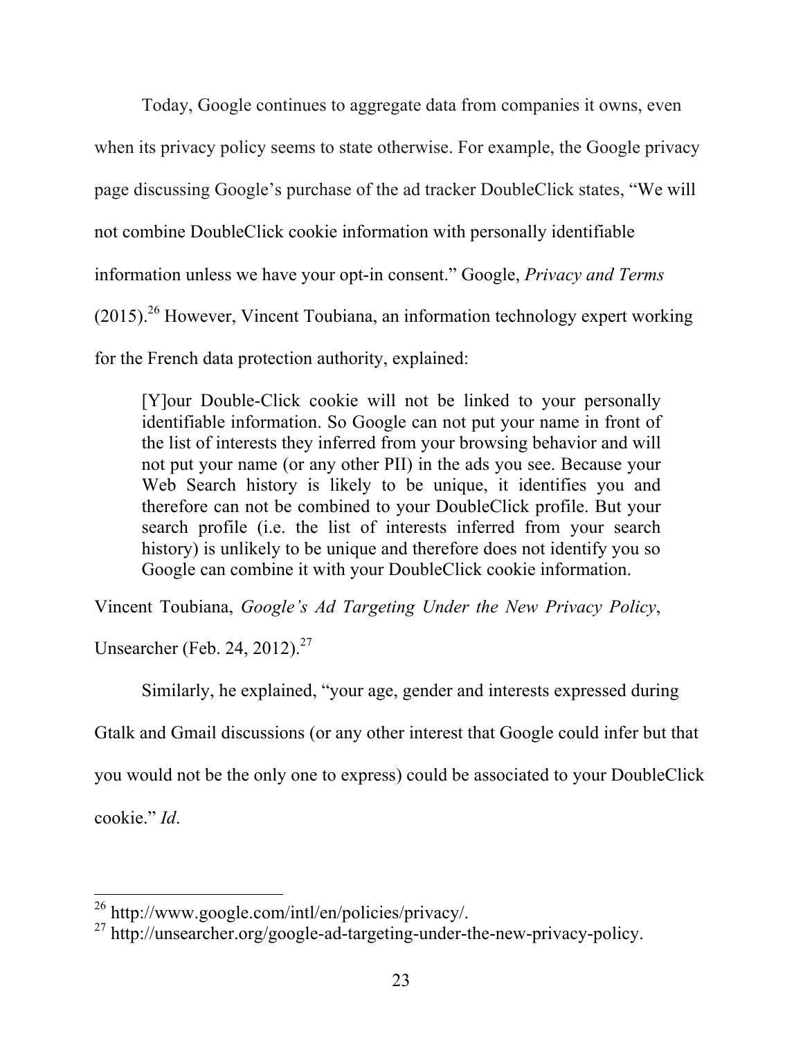Today, Google continues to aggregate data from companies it owns, even when its privacy policy seems to state otherwise. For example, the Google privacy page discussing Google's purchase of the ad tracker DoubleClick states, "We will not combine DoubleClick cookie information with personally identifiable information unless we have your opt-in consent." Google, *Privacy and Terms* (2015).[26] However, Vincent Toubiana, an information technology expert working for the French data protection authority, explained:

> [Y]our Double-Click cookie will not be linked to your personally identifiable information. So Google can not put your name in front of the list of interests they inferred from your browsing behavior and will not put your name (or any other PII) in the ads you see. Because your Web Search history is likely to be unique, it identifies you and therefore can not be combined to your DoubleClick profile. But your search profile (i.e. the list of interests inferred from your search history) is unlikely to be unique and therefore does not identify you so Google can combine it with your DoubleClick cookie information.

Vincent Toubiana, *Google's Ad Targeting Under the New Privacy Policy*, Unsearcher (Feb. 24, 2012).[27]

Similarly, he explained, "your age, gender and interests expressed during Gtalk and Gmail discussions (or any other interest that Google could infer but that you would not be the only one to express) could be associated to your DoubleClick cookie." *Id*.

---

[26] http://www.google.com/intl/en/policies/privacy/.

[27] http://unsearcher.org/google-ad-targeting-under-the-new-privacy-policy.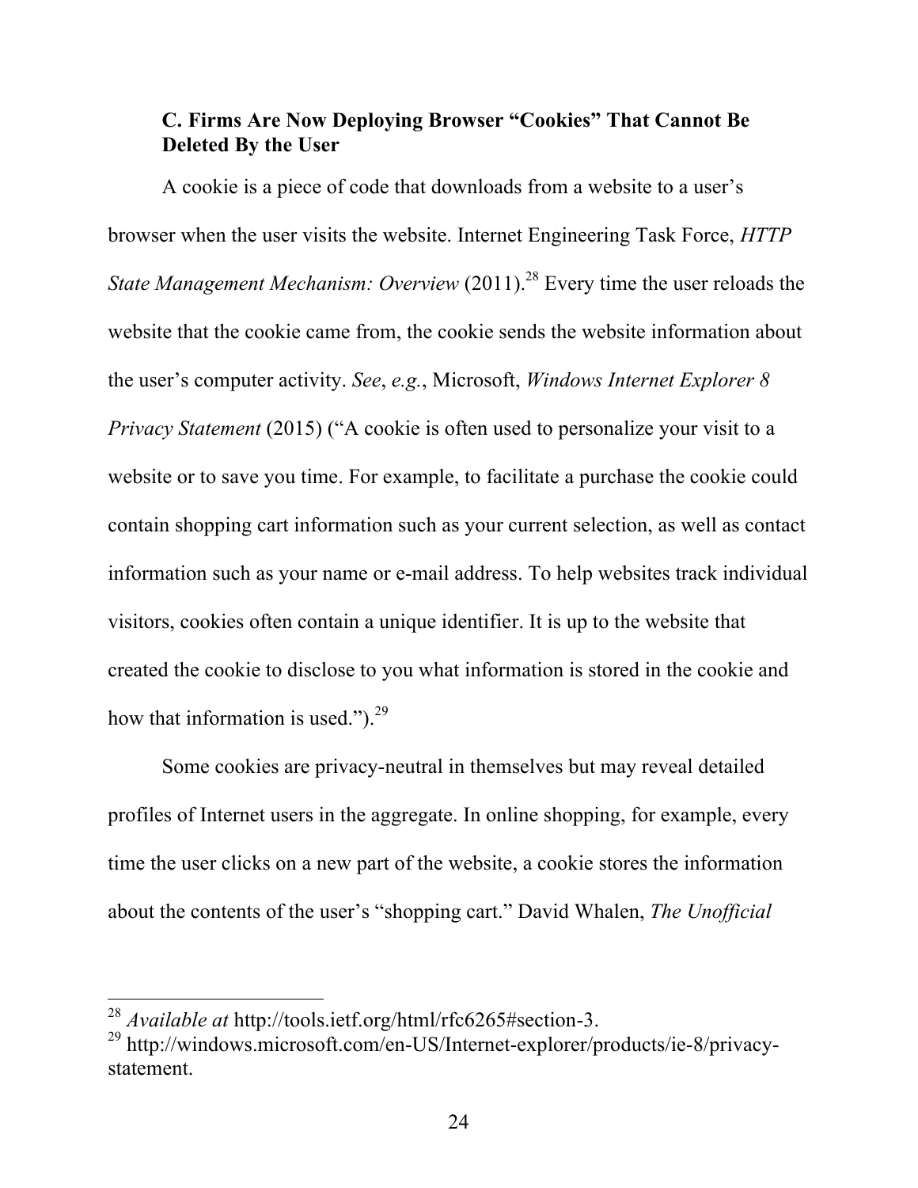### C. Firms Are Now Deploying Browser "Cookies" That Cannot Be Deleted By the User

A cookie is a piece of code that downloads from a website to a user's browser when the user visits the website. Internet Engineering Task Force, *HTTP State Management Mechanism: Overview* (2011).[28] Every time the user reloads the website that the cookie came from, the cookie sends the website information about the user's computer activity. *See*, *e.g.*, Microsoft, *Windows Internet Explorer 8 Privacy Statement* (2015) ("A cookie is often used to personalize your visit to a website or to save you time. For example, to facilitate a purchase the cookie could contain shopping cart information such as your current selection, as well as contact information such as your name or e-mail address. To help websites track individual visitors, cookies often contain a unique identifier. It is up to the website that created the cookie to disclose to you what information is stored in the cookie and how that information is used.").[29]

Some cookies are privacy-neutral in themselves but may reveal detailed profiles of Internet users in the aggregate. In online shopping, for example, every time the user clicks on a new part of the website, a cookie stores the information about the contents of the user's "shopping cart." David Whalen, *The Unofficial*

---

[28] *Available at* http://tools.ietf.org/html/rfc6265#section-3.

[29] http://windows.microsoft.com/en-US/Internet-explorer/products/ie-8/privacy-statement.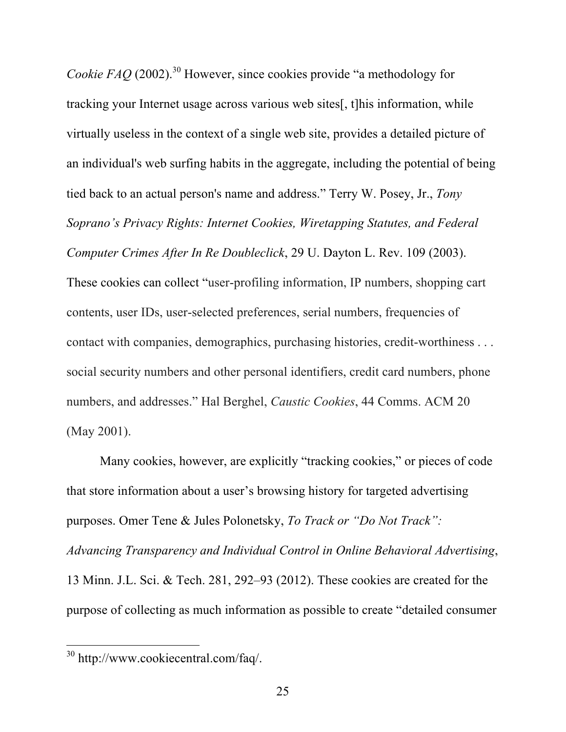*Cookie FAQ* (2002).[30] However, since cookies provide "a methodology for tracking your Internet usage across various web sites[, t]his information, while virtually useless in the context of a single web site, provides a detailed picture of an individual's web surfing habits in the aggregate, including the potential of being tied back to an actual person's name and address." Terry W. Posey, Jr., *Tony Soprano's Privacy Rights: Internet Cookies, Wiretapping Statutes, and Federal Computer Crimes After In Re Doubleclick*, 29 U. Dayton L. Rev. 109 (2003). These cookies can collect "user-profiling information, IP numbers, shopping cart contents, user IDs, user-selected preferences, serial numbers, frequencies of contact with companies, demographics, purchasing histories, credit-worthiness . . . social security numbers and other personal identifiers, credit card numbers, phone numbers, and addresses." Hal Berghel, *Caustic Cookies*, 44 Comms. ACM 20 (May 2001).

Many cookies, however, are explicitly "tracking cookies," or pieces of code that store information about a user's browsing history for targeted advertising purposes. Omer Tene & Jules Polonetsky, *To Track or "Do Not Track": Advancing Transparency and Individual Control in Online Behavioral Advertising*, 13 Minn. J.L. Sci. & Tech. 281, 292–93 (2012). These cookies are created for the purpose of collecting as much information as possible to create "detailed consumer

---

[30] http://www.cookiecentral.com/faq/.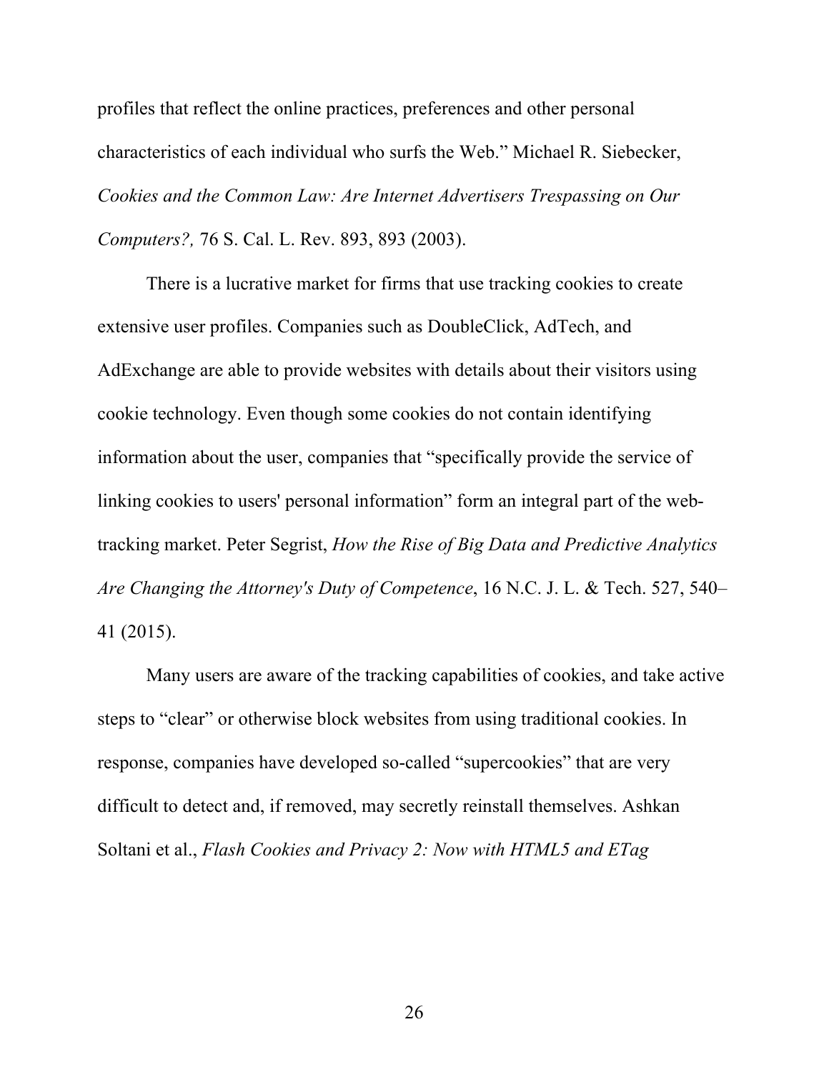profiles that reflect the online practices, preferences and other personal characteristics of each individual who surfs the Web." Michael R. Siebecker, *Cookies and the Common Law: Are Internet Advertisers Trespassing on Our Computers?,* 76 S. Cal. L. Rev. 893, 893 (2003).

There is a lucrative market for firms that use tracking cookies to create extensive user profiles. Companies such as DoubleClick, AdTech, and AdExchange are able to provide websites with details about their visitors using cookie technology. Even though some cookies do not contain identifying information about the user, companies that "specifically provide the service of linking cookies to users' personal information" form an integral part of the web-tracking market. Peter Segrist, *How the Rise of Big Data and Predictive Analytics Are Changing the Attorney's Duty of Competence*, 16 N.C. J. L. & Tech. 527, 540–41 (2015).

Many users are aware of the tracking capabilities of cookies, and take active steps to "clear" or otherwise block websites from using traditional cookies. In response, companies have developed so-called "supercookies" that are very difficult to detect and, if removed, may secretly reinstall themselves. Ashkan Soltani et al., *Flash Cookies and Privacy 2: Now with HTML5 and ETag*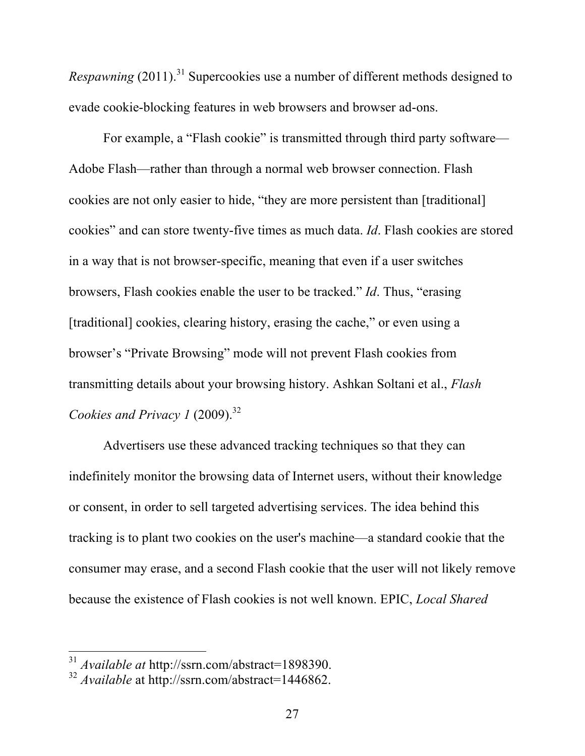*Respawning* (2011).[31] Supercookies use a number of different methods designed to evade cookie-blocking features in web browsers and browser ad-ons.

For example, a "Flash cookie" is transmitted through third party software—Adobe Flash—rather than through a normal web browser connection. Flash cookies are not only easier to hide, "they are more persistent than [traditional] cookies" and can store twenty-five times as much data. *Id*. Flash cookies are stored in a way that is not browser-specific, meaning that even if a user switches browsers, Flash cookies enable the user to be tracked." *Id*. Thus, "erasing [traditional] cookies, clearing history, erasing the cache," or even using a browser's "Private Browsing" mode will not prevent Flash cookies from transmitting details about your browsing history. Ashkan Soltani et al., *Flash Cookies and Privacy 1* (2009).[32]

Advertisers use these advanced tracking techniques so that they can indefinitely monitor the browsing data of Internet users, without their knowledge or consent, in order to sell targeted advertising services. The idea behind this tracking is to plant two cookies on the user's machine—a standard cookie that the consumer may erase, and a second Flash cookie that the user will not likely remove because the existence of Flash cookies is not well known. EPIC, *Local Shared*

---

[31] *Available at* http://ssrn.com/abstract=1898390.

[32] *Available* at http://ssrn.com/abstract=1446862.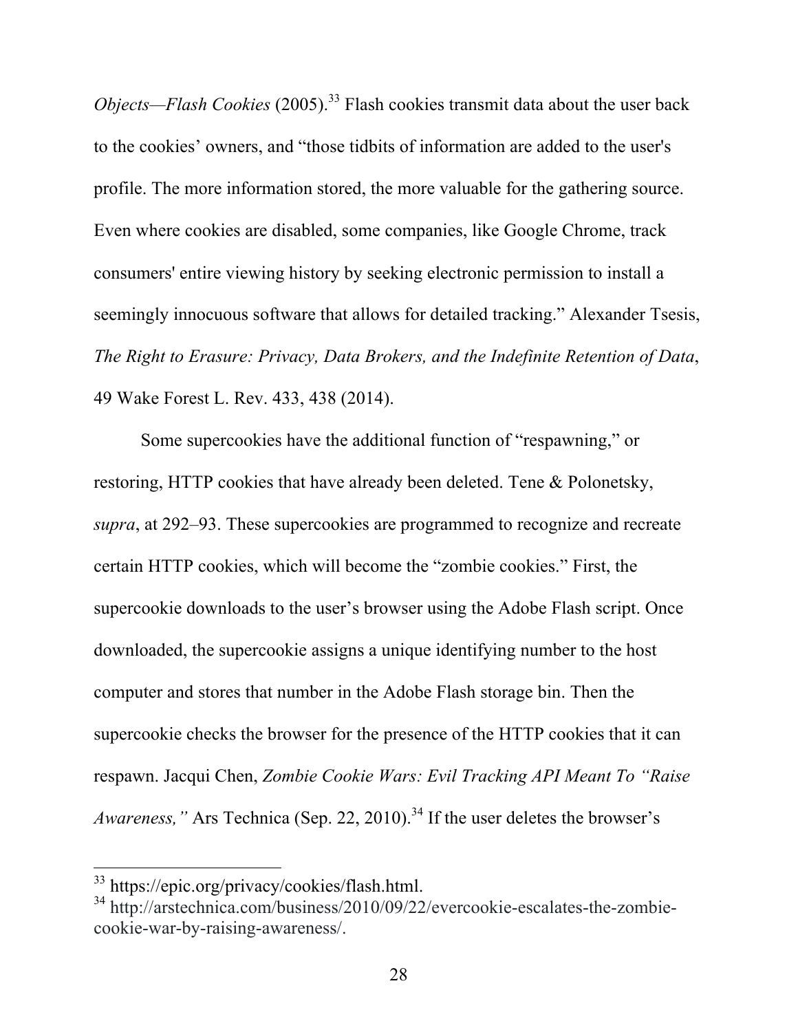*Objects—Flash Cookies* (2005).[33] Flash cookies transmit data about the user back to the cookies' owners, and "those tidbits of information are added to the user's profile. The more information stored, the more valuable for the gathering source. Even where cookies are disabled, some companies, like Google Chrome, track consumers' entire viewing history by seeking electronic permission to install a seemingly innocuous software that allows for detailed tracking." Alexander Tsesis, *The Right to Erasure: Privacy, Data Brokers, and the Indefinite Retention of Data*, 49 Wake Forest L. Rev. 433, 438 (2014).

Some supercookies have the additional function of "respawning," or restoring, HTTP cookies that have already been deleted. Tene & Polonetsky, *supra*, at 292–93. These supercookies are programmed to recognize and recreate certain HTTP cookies, which will become the "zombie cookies." First, the supercookie downloads to the user's browser using the Adobe Flash script. Once downloaded, the supercookie assigns a unique identifying number to the host computer and stores that number in the Adobe Flash storage bin. Then the supercookie checks the browser for the presence of the HTTP cookies that it can respawn. Jacqui Chen, *Zombie Cookie Wars: Evil Tracking API Meant To "Raise Awareness,"* Ars Technica (Sep. 22, 2010).[34] If the user deletes the browser's

---

[33] https://epic.org/privacy/cookies/flash.html.

[34] http://arstechnica.com/business/2010/09/22/evercookie-escalates-the-zombie-cookie-war-by-raising-awareness/.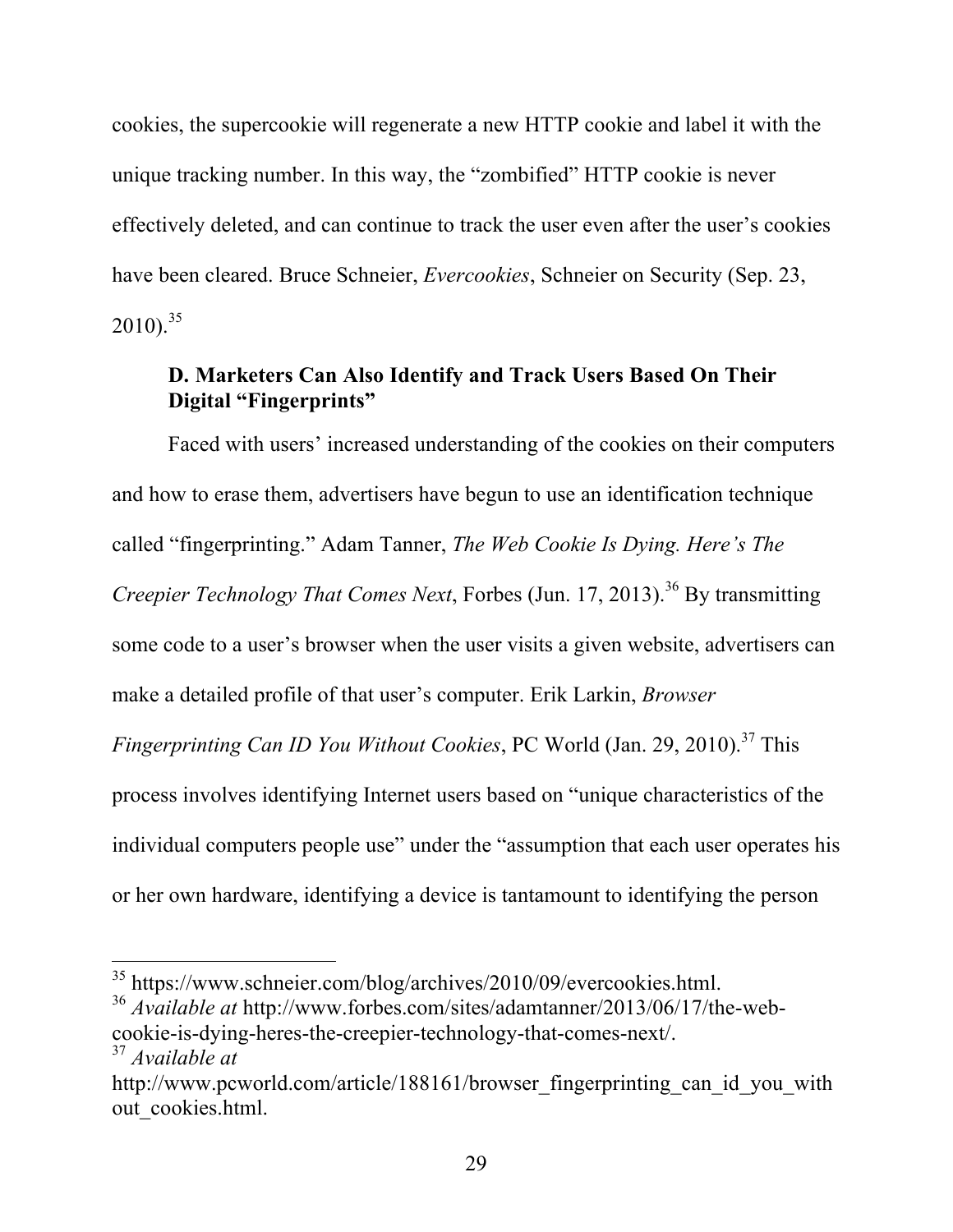cookies, the supercookie will regenerate a new HTTP cookie and label it with the unique tracking number. In this way, the "zombified" HTTP cookie is never effectively deleted, and can continue to track the user even after the user's cookies have been cleared. Bruce Schneier, *Evercookies*, Schneier on Security (Sep. 23, 2010).[35]

### D. Marketers Can Also Identify and Track Users Based On Their Digital "Fingerprints"

Faced with users' increased understanding of the cookies on their computers and how to erase them, advertisers have begun to use an identification technique called "fingerprinting." Adam Tanner, *The Web Cookie Is Dying. Here's The Creepier Technology That Comes Next*, Forbes (Jun. 17, 2013).[36] By transmitting some code to a user's browser when the user visits a given website, advertisers can make a detailed profile of that user's computer. Erik Larkin, *Browser Fingerprinting Can ID You Without Cookies*, PC World (Jan. 29, 2010).[37] This process involves identifying Internet users based on "unique characteristics of the individual computers people use" under the "assumption that each user operates his or her own hardware, identifying a device is tantamount to identifying the person

---

[35] https://www.schneier.com/blog/archives/2010/09/evercookies.html.

[36] *Available at* http://www.forbes.com/sites/adamtanner/2013/06/17/the-web-cookie-is-dying-heres-the-creepier-technology-that-comes-next/.

[37] *Available at* http://www.pcworld.com/article/188161/browser_fingerprinting_can_id_you_without_cookies.html.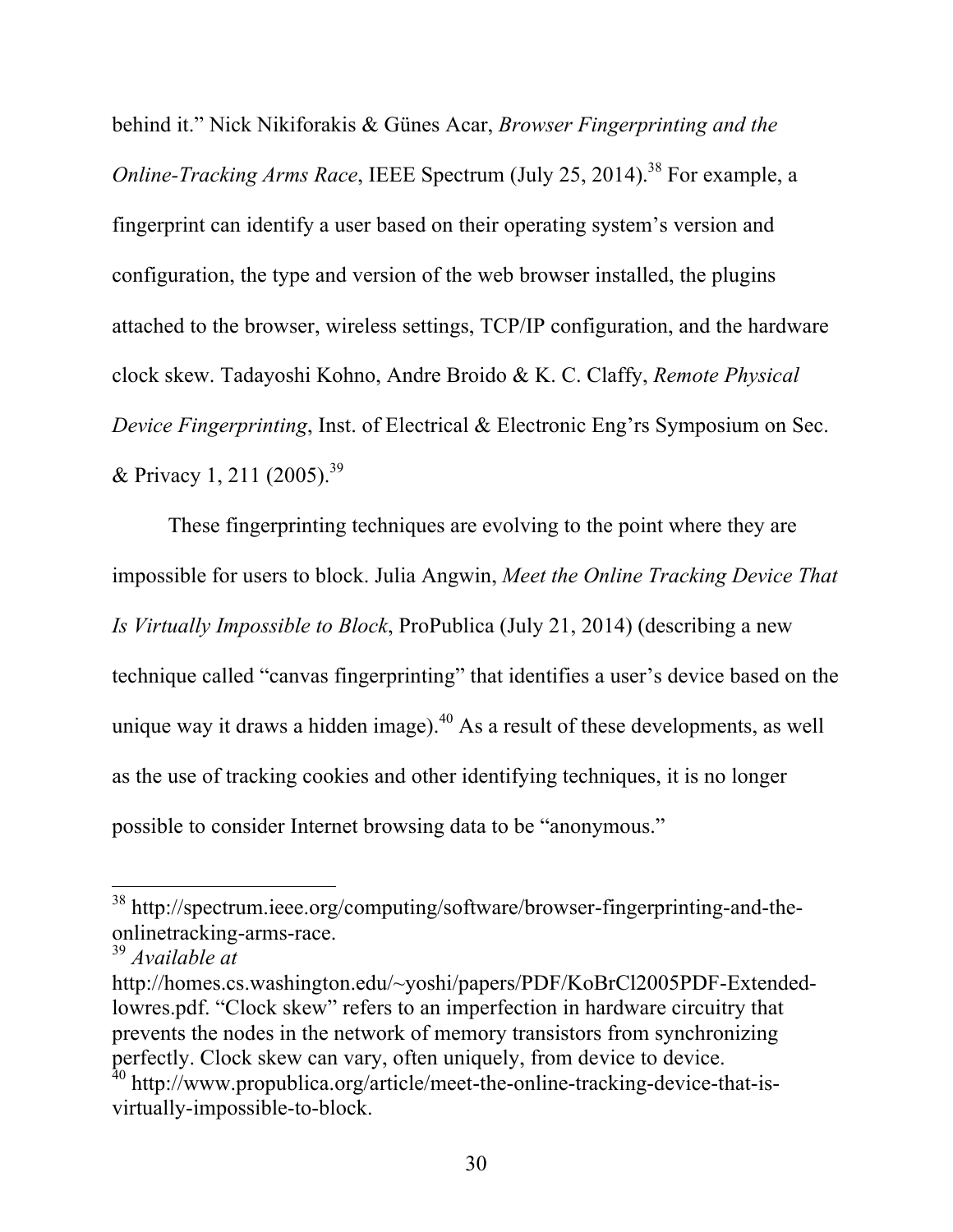behind it." Nick Nikiforakis & Günes Acar, *Browser Fingerprinting and the Online-Tracking Arms Race*, IEEE Spectrum (July 25, 2014).[38] For example, a fingerprint can identify a user based on their operating system's version and configuration, the type and version of the web browser installed, the plugins attached to the browser, wireless settings, TCP/IP configuration, and the hardware clock skew. Tadayoshi Kohno, Andre Broido & K. C. Claffy, *Remote Physical Device Fingerprinting*, Inst. of Electrical & Electronic Eng'rs Symposium on Sec. & Privacy 1, 211 (2005).[39]

These fingerprinting techniques are evolving to the point where they are impossible for users to block. Julia Angwin, *Meet the Online Tracking Device That Is Virtually Impossible to Block*, ProPublica (July 21, 2014) (describing a new technique called "canvas fingerprinting" that identifies a user's device based on the unique way it draws a hidden image).[40] As a result of these developments, as well as the use of tracking cookies and other identifying techniques, it is no longer possible to consider Internet browsing data to be "anonymous."

---

[38] http://spectrum.ieee.org/computing/software/browser-fingerprinting-and-the-onlinetracking-arms-race.

[39] *Available at* http://homes.cs.washington.edu/~yoshi/papers/PDF/KoBrCl2005PDF-Extended-lowres.pdf. "Clock skew" refers to an imperfection in hardware circuitry that prevents the nodes in the network of memory transistors from synchronizing perfectly. Clock skew can vary, often uniquely, from device to device.

[40] http://www.propublica.org/article/meet-the-online-tracking-device-that-is-virtually-impossible-to-block.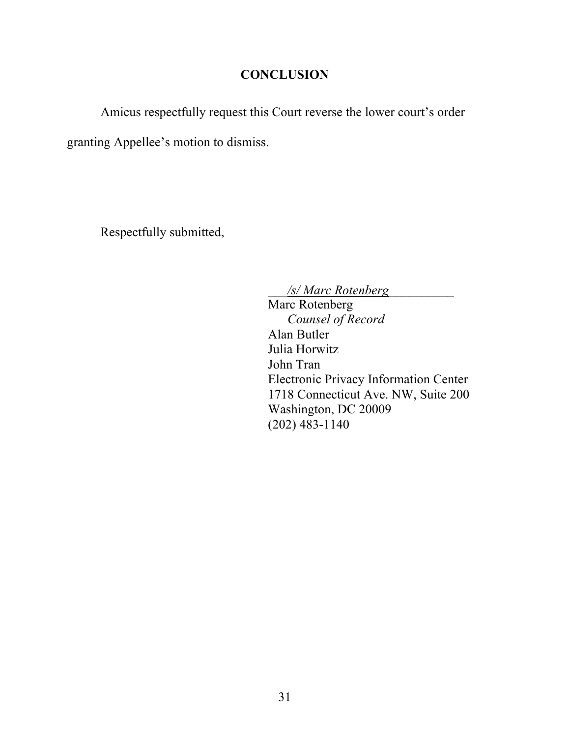## CONCLUSION

Amicus respectfully request this Court reverse the lower court's order granting Appellee's motion to dismiss.

Respectfully submitted,

*/s/ Marc Rotenberg*
Marc Rotenberg
*Counsel of Record*
Alan Butler
Julia Horwitz
John Tran
Electronic Privacy Information Center
1718 Connecticut Ave. NW, Suite 200
Washington, DC 20009
(202) 483-1140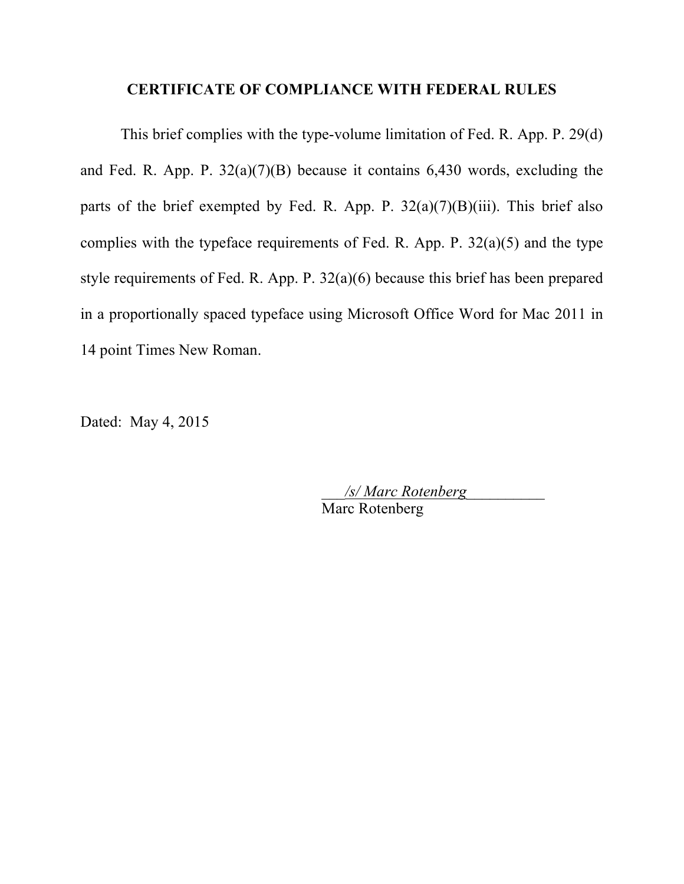## CERTIFICATE OF COMPLIANCE WITH FEDERAL RULES

This brief complies with the type-volume limitation of Fed. R. App. P. 29(d) and Fed. R. App. P. 32(a)(7)(B) because it contains 6,430 words, excluding the parts of the brief exempted by Fed. R. App. P. 32(a)(7)(B)(iii). This brief also complies with the typeface requirements of Fed. R. App. P. 32(a)(5) and the type style requirements of Fed. R. App. P. 32(a)(6) because this brief has been prepared in a proportionally spaced typeface using Microsoft Office Word for Mac 2011 in 14 point Times New Roman.

Dated: May 4, 2015

___*/s/ Marc Rotenberg*__________
Marc Rotenberg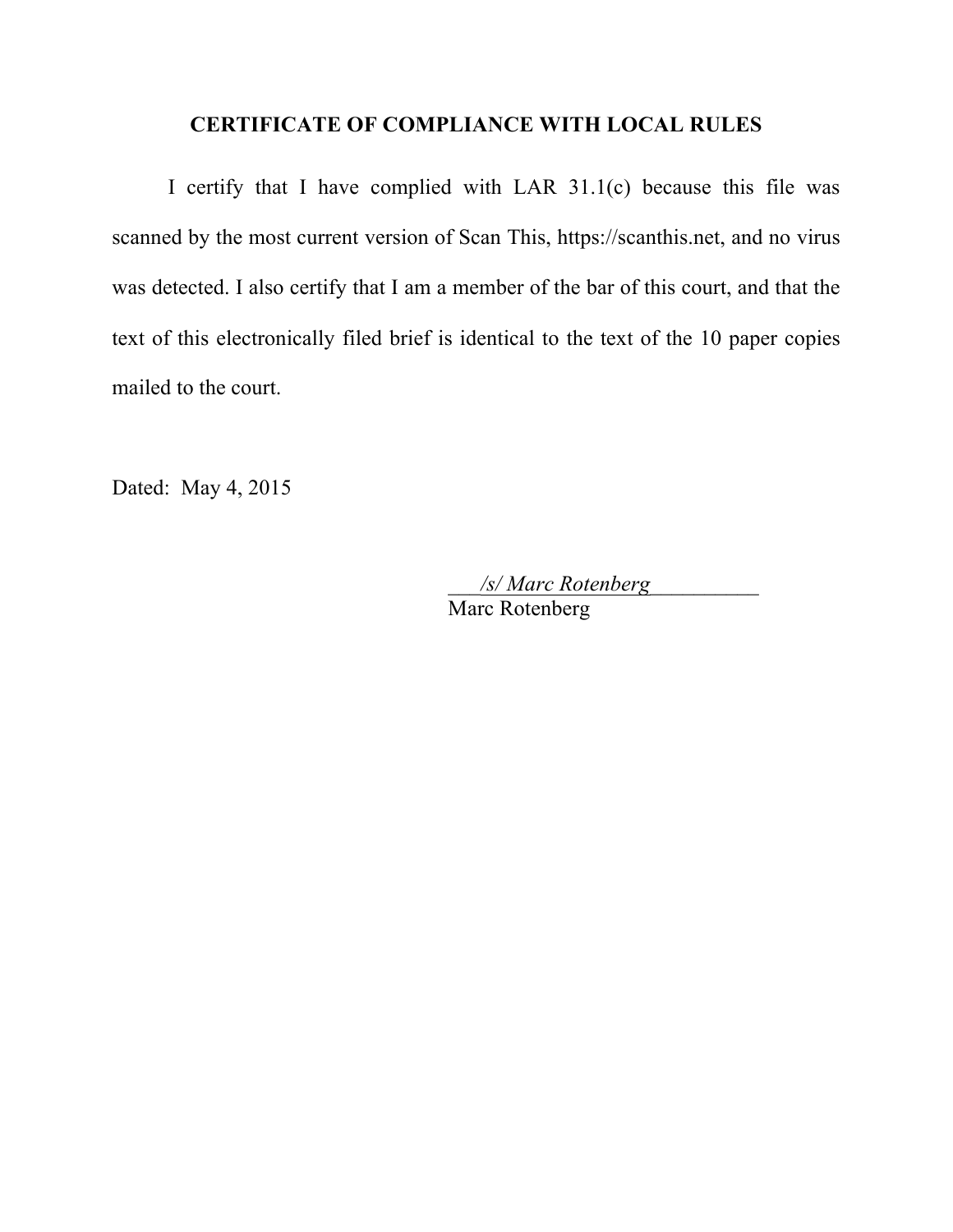## CERTIFICATE OF COMPLIANCE WITH LOCAL RULES

I certify that I have complied with LAR 31.1(c) because this file was scanned by the most current version of Scan This, https://scanthis.net, and no virus was detected. I also certify that I am a member of the bar of this court, and that the text of this electronically filed brief is identical to the text of the 10 paper copies mailed to the court.

Dated: May 4, 2015

*/s/ Marc Rotenberg*
Marc Rotenberg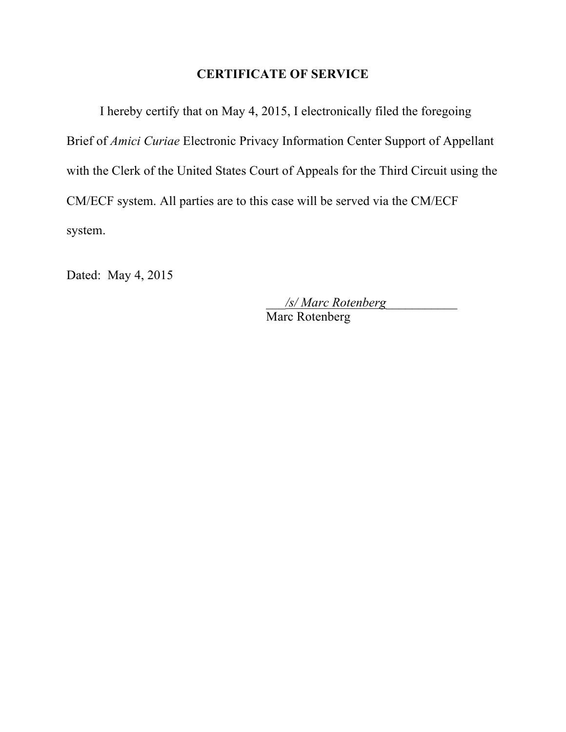# CERTIFICATE OF SERVICE

I hereby certify that on May 4, 2015, I electronically filed the foregoing Brief of *Amici Curiae* Electronic Privacy Information Center Support of Appellant with the Clerk of the United States Court of Appeals for the Third Circuit using the CM/ECF system. All parties are to this case will be served via the CM/ECF system.

Dated: May 4, 2015

___*/s/ Marc Rotenberg*___________
Marc Rotenberg